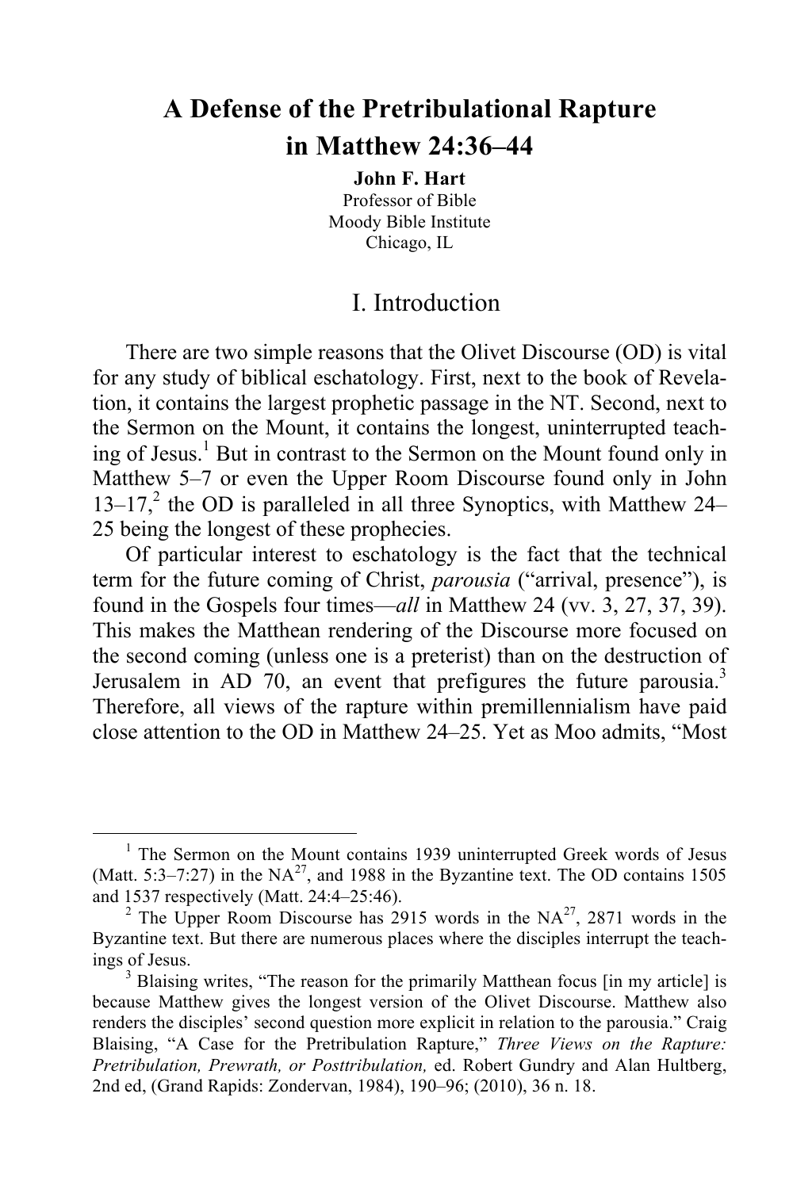# A Defense of the Pretribulational Rapture in Matthew 24:36–44

**John F. Hart**
Professor of Bible
Moody Bible Institute
Chicago, IL

## I. Introduction

There are two simple reasons that the Olivet Discourse (OD) is vital for any study of biblical eschatology. First, next to the book of Revelation, it contains the largest prophetic passage in the NT. Second, next to the Sermon on the Mount, it contains the longest, uninterrupted teaching of Jesus.[1] But in contrast to the Sermon on the Mount found only in Matthew 5–7 or even the Upper Room Discourse found only in John 13–17,[2] the OD is paralleled in all three Synoptics, with Matthew 24–25 being the longest of these prophecies.

Of particular interest to eschatology is the fact that the technical term for the future coming of Christ, *parousia* ("arrival, presence"), is found in the Gospels four times—*all* in Matthew 24 (vv. 3, 27, 37, 39). This makes the Matthean rendering of the Discourse more focused on the second coming (unless one is a preterist) than on the destruction of Jerusalem in AD 70, an event that prefigures the future parousia.[3] Therefore, all views of the rapture within premillennialism have paid close attention to the OD in Matthew 24–25. Yet as Moo admits, "Most

---

[1] The Sermon on the Mount contains 1939 uninterrupted Greek words of Jesus (Matt. 5:3–7:27) in the NA[27], and 1988 in the Byzantine text. The OD contains 1505 and 1537 respectively (Matt. 24:4–25:46).

[2] The Upper Room Discourse has 2915 words in the NA[27], 2871 words in the Byzantine text. But there are numerous places where the disciples interrupt the teachings of Jesus.

[3] Blaising writes, "The reason for the primarily Matthean focus [in my article] is because Matthew gives the longest version of the Olivet Discourse. Matthew also renders the disciples' second question more explicit in relation to the parousia." Craig Blaising, "A Case for the Pretribulation Rapture," *Three Views on the Rapture: Pretribulation, Prewrath, or Posttribulation,* ed. Robert Gundry and Alan Hultberg, 2nd ed, (Grand Rapids: Zondervan, 1984), 190–96; (2010), 36 n. 18.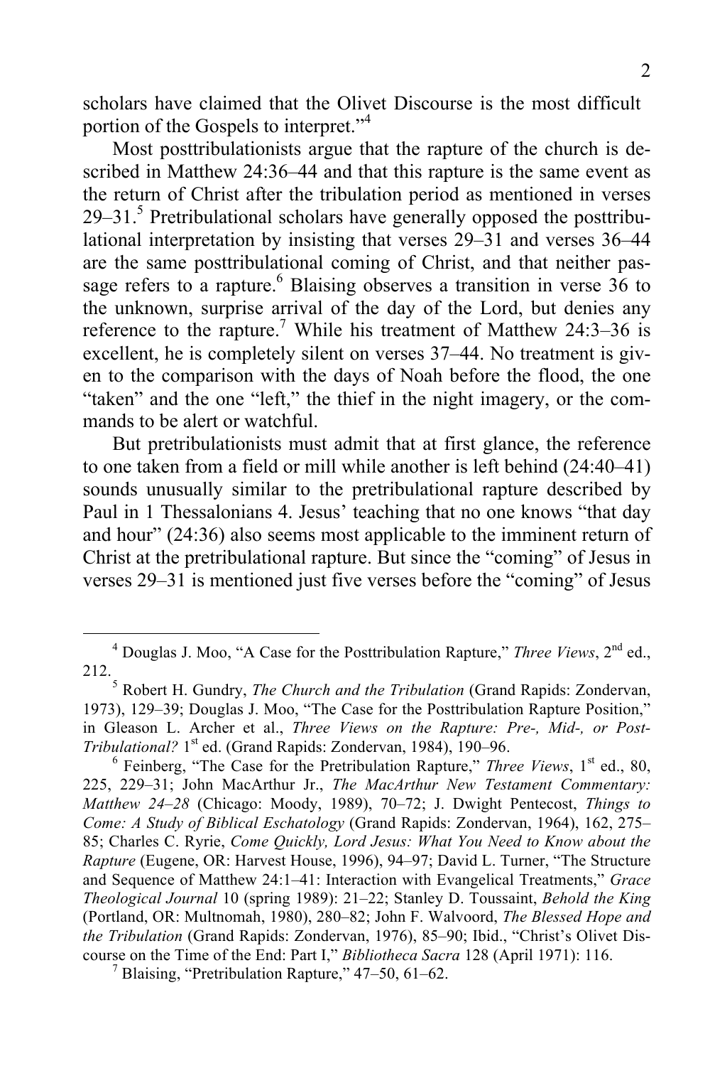scholars have claimed that the Olivet Discourse is the most difficult portion of the Gospels to interpret."[4]

Most posttribulationists argue that the rapture of the church is described in Matthew 24:36–44 and that this rapture is the same event as the return of Christ after the tribulation period as mentioned in verses 29–31.[5] Pretribulational scholars have generally opposed the posttribulational interpretation by insisting that verses 29–31 and verses 36–44 are the same posttribulational coming of Christ, and that neither passage refers to a rapture.[6] Blaising observes a transition in verse 36 to the unknown, surprise arrival of the day of the Lord, but denies any reference to the rapture.[7] While his treatment of Matthew 24:3–36 is excellent, he is completely silent on verses 37–44. No treatment is given to the comparison with the days of Noah before the flood, the one "taken" and the one "left," the thief in the night imagery, or the commands to be alert or watchful.

But pretribulationists must admit that at first glance, the reference to one taken from a field or mill while another is left behind (24:40–41) sounds unusually similar to the pretribulational rapture described by Paul in 1 Thessalonians 4. Jesus' teaching that no one knows "that day and hour" (24:36) also seems most applicable to the imminent return of Christ at the pretribulational rapture. But since the "coming" of Jesus in verses 29–31 is mentioned just five verses before the "coming" of Jesus

---

[4] Douglas J. Moo, "A Case for the Posttribulation Rapture," *Three Views*, 2nd ed., 212.

[5] Robert H. Gundry, *The Church and the Tribulation* (Grand Rapids: Zondervan, 1973), 129–39; Douglas J. Moo, "The Case for the Posttribulation Rapture Position," in Gleason L. Archer et al., *Three Views on the Rapture: Pre-, Mid-, or Post-Tribulational?* 1st ed. (Grand Rapids: Zondervan, 1984), 190–96.

[6] Feinberg, "The Case for the Pretribulation Rapture," *Three Views*, 1st ed., 80, 225, 229–31; John MacArthur Jr., *The MacArthur New Testament Commentary: Matthew 24–28* (Chicago: Moody, 1989), 70–72; J. Dwight Pentecost, *Things to Come: A Study of Biblical Eschatology* (Grand Rapids: Zondervan, 1964), 162, 275–85; Charles C. Ryrie, *Come Quickly, Lord Jesus: What You Need to Know about the Rapture* (Eugene, OR: Harvest House, 1996), 94–97; David L. Turner, "The Structure and Sequence of Matthew 24:1–41: Interaction with Evangelical Treatments," *Grace Theological Journal* 10 (spring 1989): 21–22; Stanley D. Toussaint, *Behold the King* (Portland, OR: Multnomah, 1980), 280–82; John F. Walvoord, *The Blessed Hope and the Tribulation* (Grand Rapids: Zondervan, 1976), 85–90; Ibid., "Christ's Olivet Discourse on the Time of the End: Part I," *Bibliotheca Sacra* 128 (April 1971): 116.

[7] Blaising, "Pretribulation Rapture," 47–50, 61–62.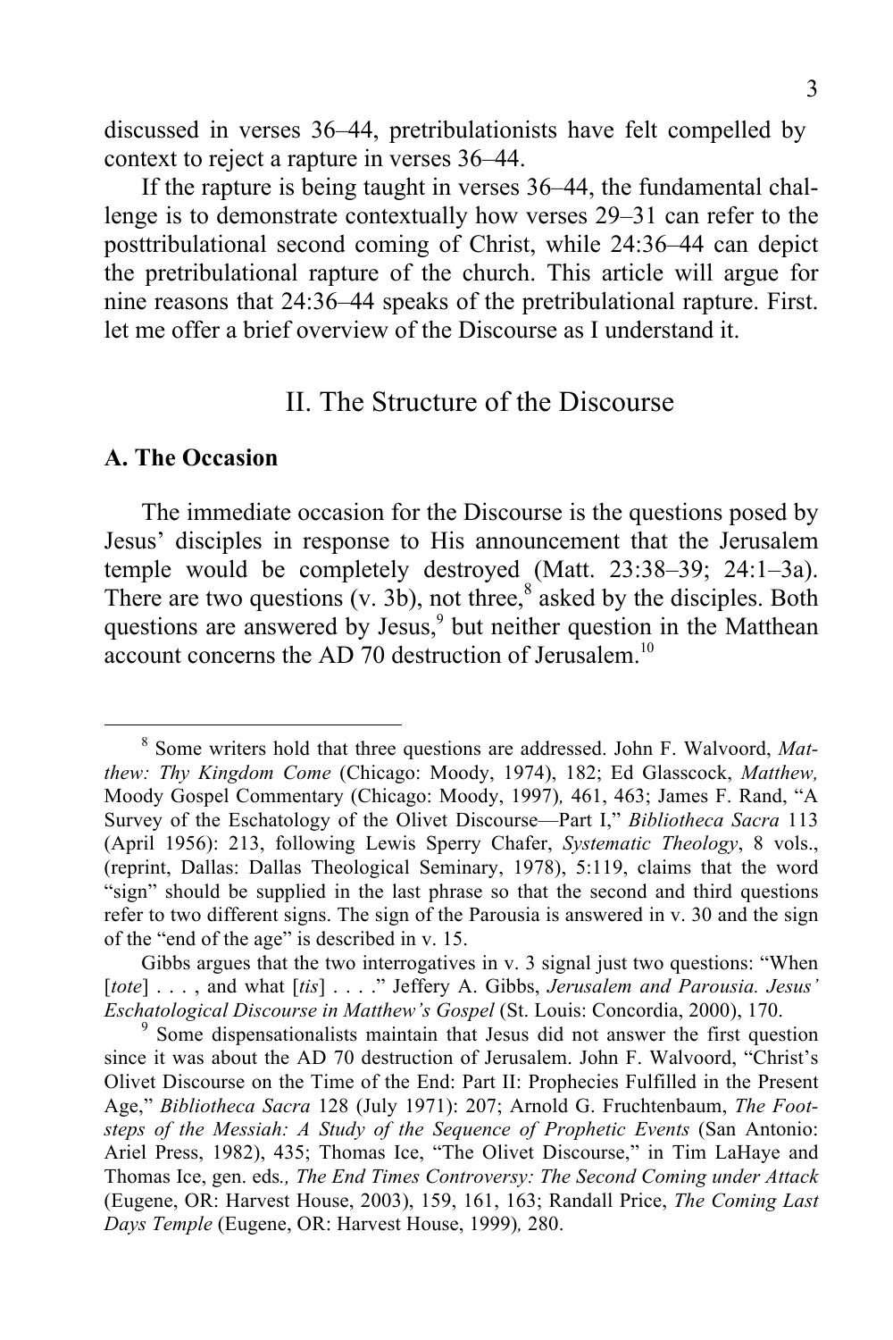discussed in verses 36–44, pretribulationists have felt compelled by context to reject a rapture in verses 36–44.

If the rapture is being taught in verses 36–44, the fundamental challenge is to demonstrate contextually how verses 29–31 can refer to the posttribulational second coming of Christ, while 24:36–44 can depict the pretribulational rapture of the church. This article will argue for nine reasons that 24:36–44 speaks of the pretribulational rapture. First. let me offer a brief overview of the Discourse as I understand it.

## II. The Structure of the Discourse

### A. The Occasion

The immediate occasion for the Discourse is the questions posed by Jesus' disciples in response to His announcement that the Jerusalem temple would be completely destroyed (Matt. 23:38–39; 24:1–3a). There are two questions (v. 3b), not three,[8] asked by the disciples. Both questions are answered by Jesus,[9] but neither question in the Matthean account concerns the AD 70 destruction of Jerusalem.[10]

---

[8] Some writers hold that three questions are addressed. John F. Walvoord, *Matthew: Thy Kingdom Come* (Chicago: Moody, 1974), 182; Ed Glasscock, *Matthew,* Moody Gospel Commentary (Chicago: Moody, 1997)*,* 461, 463; James F. Rand, "A Survey of the Eschatology of the Olivet Discourse—Part I," *Bibliotheca Sacra* 113 (April 1956): 213, following Lewis Sperry Chafer, *Systematic Theology*, 8 vols., (reprint, Dallas: Dallas Theological Seminary, 1978), 5:119, claims that the word "sign" should be supplied in the last phrase so that the second and third questions refer to two different signs. The sign of the Parousia is answered in v. 30 and the sign of the "end of the age" is described in v. 15.

Gibbs argues that the two interrogatives in v. 3 signal just two questions: "When [*tote*] . . . , and what [*tis*] . . . ." Jeffery A. Gibbs, *Jerusalem and Parousia. Jesus' Eschatological Discourse in Matthew's Gospel* (St. Louis: Concordia, 2000), 170.

[9] Some dispensationalists maintain that Jesus did not answer the first question since it was about the AD 70 destruction of Jerusalem. John F. Walvoord, "Christ's Olivet Discourse on the Time of the End: Part II: Prophecies Fulfilled in the Present Age," *Bibliotheca Sacra* 128 (July 1971): 207; Arnold G. Fruchtenbaum, *The Footsteps of the Messiah: A Study of the Sequence of Prophetic Events* (San Antonio: Ariel Press, 1982), 435; Thomas Ice, "The Olivet Discourse," in Tim LaHaye and Thomas Ice, gen. eds*., The End Times Controversy: The Second Coming under Attack* (Eugene, OR: Harvest House, 2003), 159, 161, 163; Randall Price, *The Coming Last Days Temple* (Eugene, OR: Harvest House, 1999)*,* 280.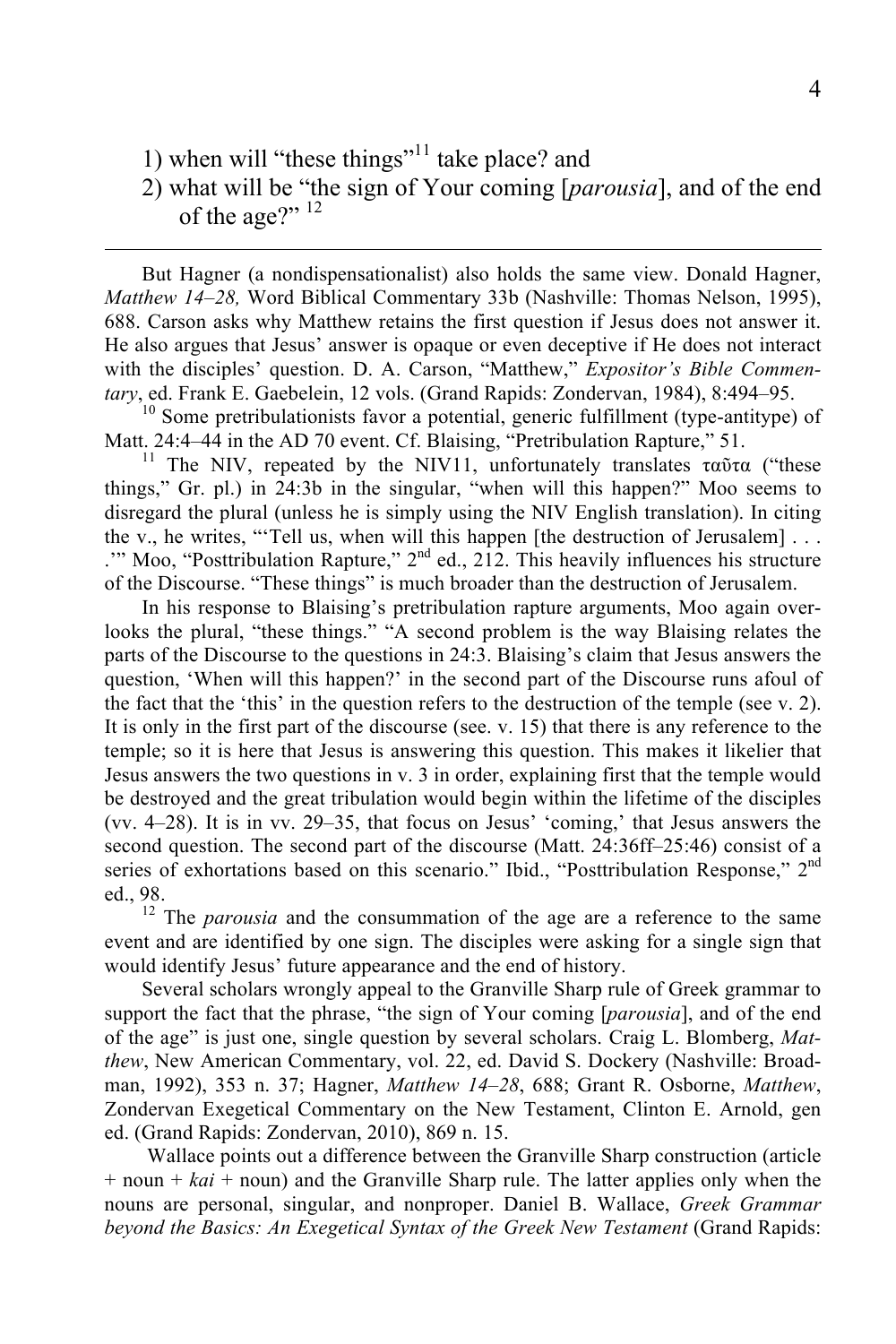1) when will "these things"[11] take place? and
2) what will be "the sign of Your coming [*parousia*], and of the end of the age?" [12]

---

But Hagner (a nondispensationalist) also holds the same view. Donald Hagner, *Matthew 14–28,* Word Biblical Commentary 33b (Nashville: Thomas Nelson, 1995), 688. Carson asks why Matthew retains the first question if Jesus does not answer it. He also argues that Jesus' answer is opaque or even deceptive if He does not interact with the disciples' question. D. A. Carson, "Matthew," *Expositor's Bible Commentary*, ed. Frank E. Gaebelein, 12 vols. (Grand Rapids: Zondervan, 1984), 8:494–95.

[10] Some pretribulationists favor a potential, generic fulfillment (type-antitype) of Matt. 24:4–44 in the AD 70 event. Cf. Blaising, "Pretribulation Rapture," 51.

[11] The NIV, repeated by the NIV11, unfortunately translates ταῦτα ("these things," Gr. pl.) in 24:3b in the singular, "when will this happen?" Moo seems to disregard the plural (unless he is simply using the NIV English translation). In citing the v., he writes, "'Tell us, when will this happen [the destruction of Jerusalem] . . . .'" Moo, "Posttribulation Rapture," 2nd ed., 212. This heavily influences his structure of the Discourse. "These things" is much broader than the destruction of Jerusalem.

In his response to Blaising's pretribulation rapture arguments, Moo again overlooks the plural, "these things." "A second problem is the way Blaising relates the parts of the Discourse to the questions in 24:3. Blaising's claim that Jesus answers the question, 'When will this happen?' in the second part of the Discourse runs afoul of the fact that the 'this' in the question refers to the destruction of the temple (see v. 2). It is only in the first part of the discourse (see. v. 15) that there is any reference to the temple; so it is here that Jesus is answering this question. This makes it likelier that Jesus answers the two questions in v. 3 in order, explaining first that the temple would be destroyed and the great tribulation would begin within the lifetime of the disciples (vv. 4–28). It is in vv. 29–35, that focus on Jesus' 'coming,' that Jesus answers the second question. The second part of the discourse (Matt. 24:36ff–25:46) consist of a series of exhortations based on this scenario." Ibid., "Posttribulation Response," 2nd ed., 98.

[12] The *parousia* and the consummation of the age are a reference to the same event and are identified by one sign. The disciples were asking for a single sign that would identify Jesus' future appearance and the end of history.

Several scholars wrongly appeal to the Granville Sharp rule of Greek grammar to support the fact that the phrase, "the sign of Your coming [*parousia*], and of the end of the age" is just one, single question by several scholars. Craig L. Blomberg, *Matthew*, New American Commentary, vol. 22, ed. David S. Dockery (Nashville: Broadman, 1992), 353 n. 37; Hagner, *Matthew 14–28*, 688; Grant R. Osborne, *Matthew*, Zondervan Exegetical Commentary on the New Testament, Clinton E. Arnold, gen ed. (Grand Rapids: Zondervan, 2010), 869 n. 15.

Wallace points out a difference between the Granville Sharp construction (article + noun + *kai* + noun) and the Granville Sharp rule. The latter applies only when the nouns are personal, singular, and nonproper. Daniel B. Wallace, *Greek Grammar beyond the Basics: An Exegetical Syntax of the Greek New Testament* (Grand Rapids: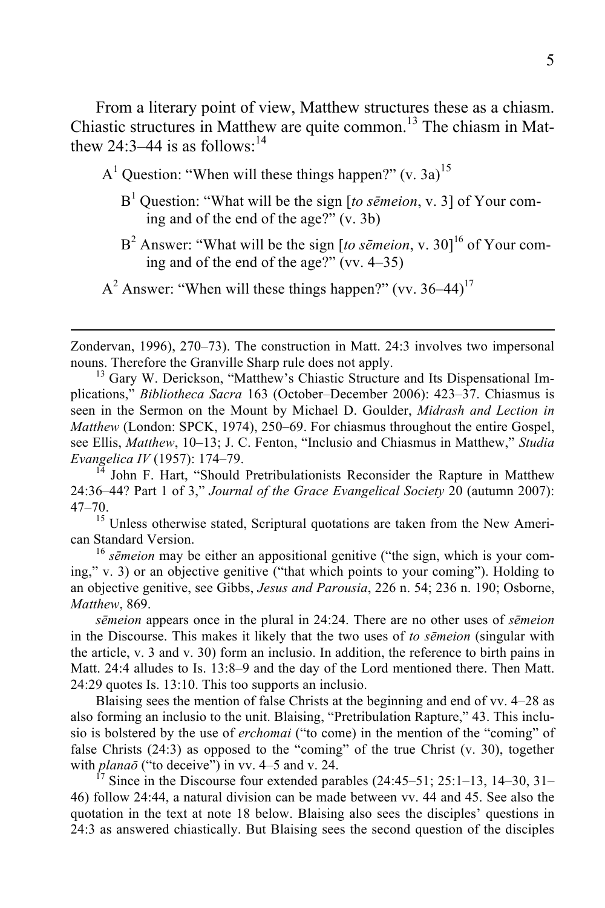From a literary point of view, Matthew structures these as a chiasm. Chiastic structures in Matthew are quite common.[13] The chiasm in Matthew 24:3–44 is as follows:[14]

A[1] Question: "When will these things happen?" (v. 3a)[15]

> B[1] Question: "What will be the sign [*to sēmeion*, v. 3] of Your coming and of the end of the age?" (v. 3b)
>
> B[2] Answer: "What will be the sign [*to sēmeion*, v. 30][16] of Your coming and of the end of the age?" (vv. 4–35)

A[2] Answer: "When will these things happen?" (vv. 36–44)[17]

---

Zondervan, 1996), 270–73). The construction in Matt. 24:3 involves two impersonal nouns. Therefore the Granville Sharp rule does not apply.

[13] Gary W. Derickson, "Matthew's Chiastic Structure and Its Dispensational Implications," *Bibliotheca Sacra* 163 (October–December 2006): 423–37. Chiasmus is seen in the Sermon on the Mount by Michael D. Goulder, *Midrash and Lection in Matthew* (London: SPCK, 1974), 250–69. For chiasmus throughout the entire Gospel, see Ellis, *Matthew*, 10–13; J. C. Fenton, "Inclusio and Chiasmus in Matthew," *Studia Evangelica IV* (1957): 174–79.

[14] John F. Hart, "Should Pretribulationists Reconsider the Rapture in Matthew 24:36–44? Part 1 of 3," *Journal of the Grace Evangelical Society* 20 (autumn 2007): 47–70.

[15] Unless otherwise stated, Scriptural quotations are taken from the New American Standard Version.

[16] *sēmeion* may be either an appositional genitive ("the sign, which is your coming," v. 3) or an objective genitive ("that which points to your coming"). Holding to an objective genitive, see Gibbs, *Jesus and Parousia*, 226 n. 54; 236 n. 190; Osborne, *Matthew*, 869.

*sēmeion* appears once in the plural in 24:24. There are no other uses of *sēmeion* in the Discourse. This makes it likely that the two uses of *to sēmeion* (singular with the article, v. 3 and v. 30) form an inclusio. In addition, the reference to birth pains in Matt. 24:4 alludes to Is. 13:8–9 and the day of the Lord mentioned there. Then Matt. 24:29 quotes Is. 13:10. This too supports an inclusio.

Blaising sees the mention of false Christs at the beginning and end of vv. 4–28 as also forming an inclusio to the unit. Blaising, "Pretribulation Rapture," 43. This inclusio is bolstered by the use of *erchomai* ("to come) in the mention of the "coming" of false Christs (24:3) as opposed to the "coming" of the true Christ (v. 30), together with *planaō* ("to deceive") in vv. 4–5 and v. 24.

[17] Since in the Discourse four extended parables (24:45–51; 25:1–13, 14–30, 31–46) follow 24:44, a natural division can be made between vv. 44 and 45. See also the quotation in the text at note 18 below. Blaising also sees the disciples' questions in 24:3 as answered chiastically. But Blaising sees the second question of the disciples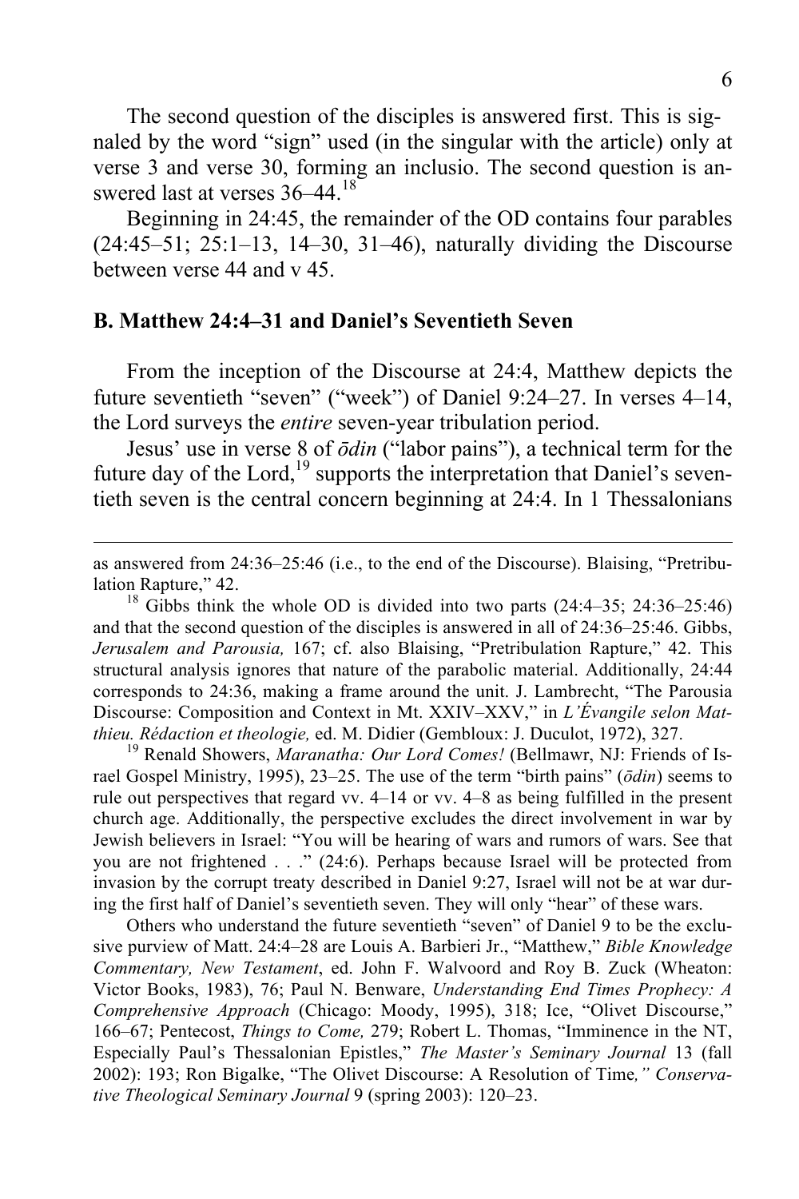The second question of the disciples is answered first. This is signaled by the word "sign" used (in the singular with the article) only at verse 3 and verse 30, forming an inclusio. The second question is answered last at verses 36–44.[18]

Beginning in 24:45, the remainder of the OD contains four parables (24:45–51; 25:1–13, 14–30, 31–46), naturally dividing the Discourse between verse 44 and v 45.

### B. Matthew 24:4–31 and Daniel's Seventieth Seven

From the inception of the Discourse at 24:4, Matthew depicts the future seventieth "seven" ("week") of Daniel 9:24–27. In verses 4–14, the Lord surveys the *entire* seven-year tribulation period.

Jesus' use in verse 8 of *ōdin* ("labor pains"), a technical term for the future day of the Lord,[19] supports the interpretation that Daniel's seventieth seven is the central concern beginning at 24:4. In 1 Thessalonians

---

as answered from 24:36–25:46 (i.e., to the end of the Discourse). Blaising, "Pretribulation Rapture," 42.

[18] Gibbs think the whole OD is divided into two parts (24:4–35; 24:36–25:46) and that the second question of the disciples is answered in all of 24:36–25:46. Gibbs, *Jerusalem and Parousia,* 167; cf. also Blaising, "Pretribulation Rapture," 42. This structural analysis ignores that nature of the parabolic material. Additionally, 24:44 corresponds to 24:36, making a frame around the unit. J. Lambrecht, "The Parousia Discourse: Composition and Context in Mt. XXIV–XXV," in *L'Évangile selon Matthieu. Rédaction et theologie,* ed. M. Didier (Gembloux: J. Duculot, 1972), 327.

[19] Renald Showers, *Maranatha: Our Lord Comes!* (Bellmawr, NJ: Friends of Israel Gospel Ministry, 1995), 23–25. The use of the term "birth pains" (*ōdin*) seems to rule out perspectives that regard vv. 4–14 or vv. 4–8 as being fulfilled in the present church age. Additionally, the perspective excludes the direct involvement in war by Jewish believers in Israel: "You will be hearing of wars and rumors of wars. See that you are not frightened . . ." (24:6). Perhaps because Israel will be protected from invasion by the corrupt treaty described in Daniel 9:27, Israel will not be at war during the first half of Daniel's seventieth seven. They will only "hear" of these wars.

Others who understand the future seventieth "seven" of Daniel 9 to be the exclusive purview of Matt. 24:4–28 are Louis A. Barbieri Jr., "Matthew," *Bible Knowledge Commentary, New Testament*, ed. John F. Walvoord and Roy B. Zuck (Wheaton: Victor Books, 1983), 76; Paul N. Benware, *Understanding End Times Prophecy: A Comprehensive Approach* (Chicago: Moody, 1995), 318; Ice, "Olivet Discourse," 166–67; Pentecost, *Things to Come,* 279; Robert L. Thomas, "Imminence in the NT, Especially Paul's Thessalonian Epistles," *The Master's Seminary Journal* 13 (fall 2002): 193; Ron Bigalke, "The Olivet Discourse: A Resolution of Time*," Conservative Theological Seminary Journal* 9 (spring 2003): 120–23.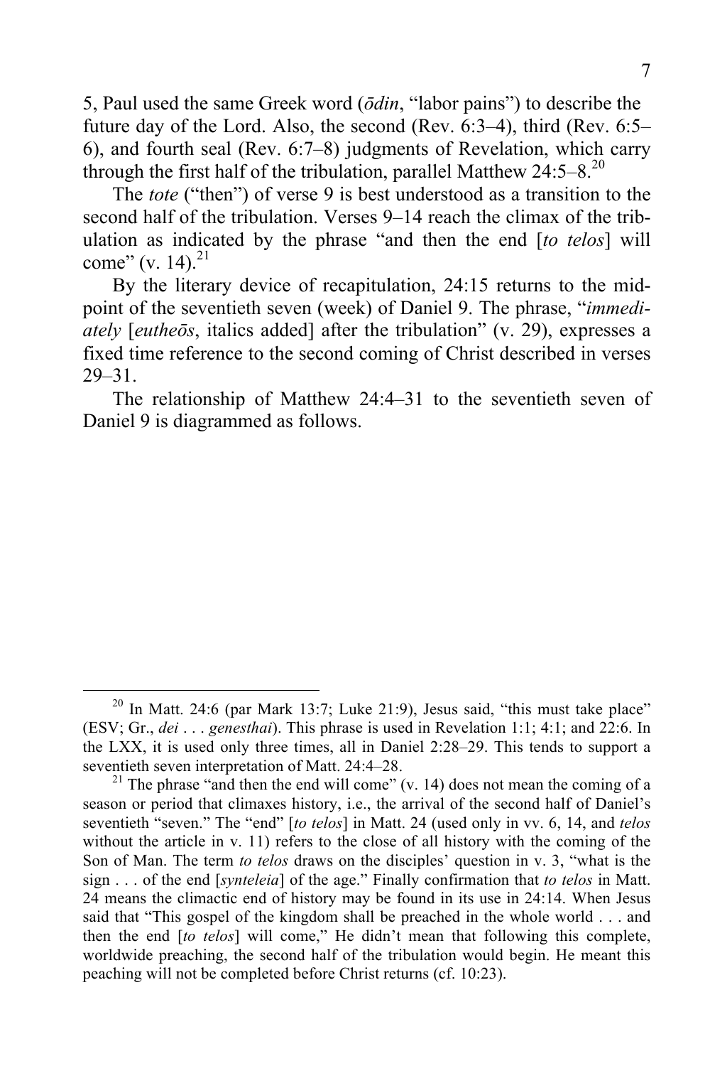5, Paul used the same Greek word (*ōdin*, "labor pains") to describe the future day of the Lord. Also, the second (Rev. 6:3–4), third (Rev. 6:5–6), and fourth seal (Rev. 6:7–8) judgments of Revelation, which carry through the first half of the tribulation, parallel Matthew 24:5–8.[20]

The *tote* ("then") of verse 9 is best understood as a transition to the second half of the tribulation. Verses 9–14 reach the climax of the tribulation as indicated by the phrase "and then the end [*to telos*] will come" (v. 14).[21]

By the literary device of recapitulation, 24:15 returns to the midpoint of the seventieth seven (week) of Daniel 9. The phrase, "*immediately* [*eutheōs*, italics added] after the tribulation" (v. 29), expresses a fixed time reference to the second coming of Christ described in verses 29–31.

The relationship of Matthew 24:4–31 to the seventieth seven of Daniel 9 is diagrammed as follows.

---

[20] In Matt. 24:6 (par Mark 13:7; Luke 21:9), Jesus said, "this must take place" (ESV; Gr., *dei . . . genesthai*). This phrase is used in Revelation 1:1; 4:1; and 22:6. In the LXX, it is used only three times, all in Daniel 2:28–29. This tends to support a seventieth seven interpretation of Matt. 24:4–28.

[21] The phrase "and then the end will come" (v. 14) does not mean the coming of a season or period that climaxes history, i.e., the arrival of the second half of Daniel's seventieth "seven." The "end" [*to telos*] in Matt. 24 (used only in vv. 6, 14, and *telos* without the article in v. 11) refers to the close of all history with the coming of the Son of Man. The term *to telos* draws on the disciples' question in v. 3, "what is the sign . . . of the end [*synteleia*] of the age." Finally confirmation that *to telos* in Matt. 24 means the climactic end of history may be found in its use in 24:14. When Jesus said that "This gospel of the kingdom shall be preached in the whole world . . . and then the end [*to telos*] will come," He didn't mean that following this complete, worldwide preaching, the second half of the tribulation would begin. He meant this peaching will not be completed before Christ returns (cf. 10:23).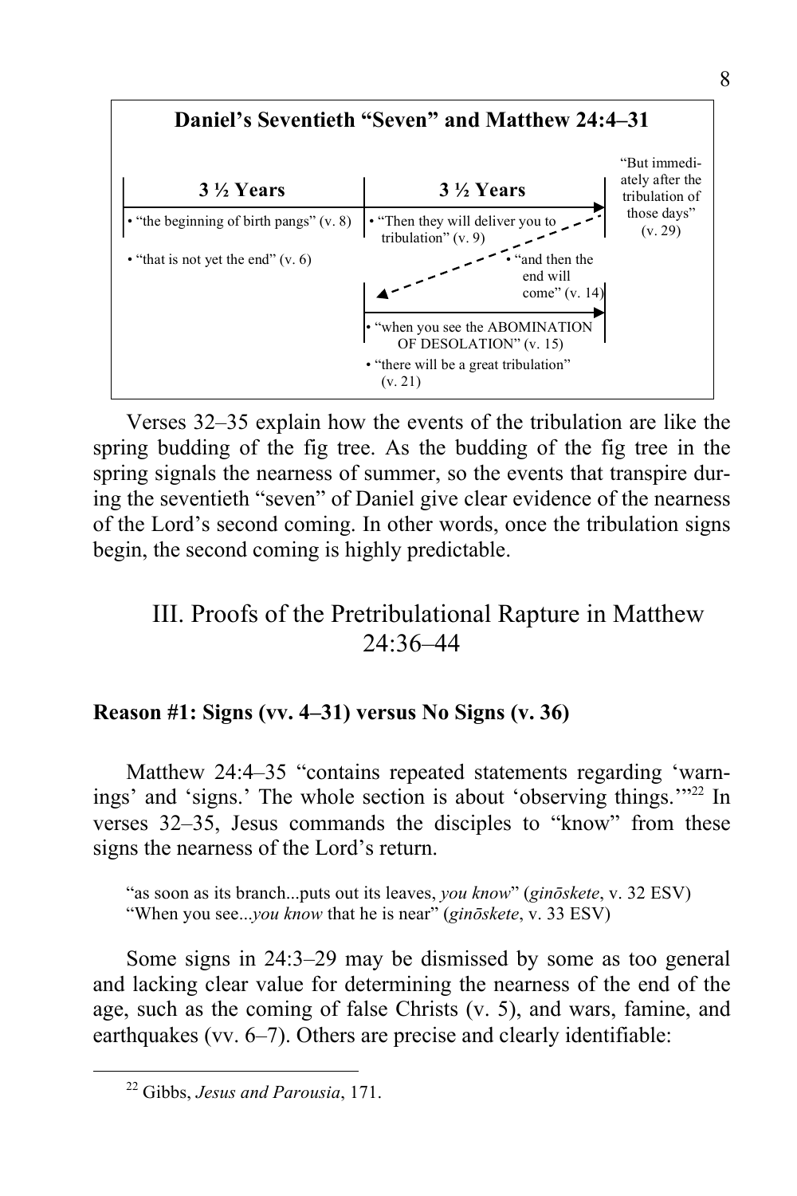**Daniel's Seventieth "Seven" and Matthew 24:4–31**

| 3 ½ Years | 3 ½ Years | "But immediately after the tribulation of those days" (v. 29) |
|---|---|---|
| • "the beginning of birth pangs" (v. 8) | • "Then they will deliver you to tribulation" (v. 9) | |
| • "that is not yet the end" (v. 6) | • "and then the end will come" (v. 14) | |
| | • "when you see the ABOMINATION OF DESOLATION" (v. 15) | |
| | • "there will be a great tribulation" (v. 21) | |

Verses 32–35 explain how the events of the tribulation are like the spring budding of the fig tree. As the budding of the fig tree in the spring signals the nearness of summer, so the events that transpire during the seventieth "seven" of Daniel give clear evidence of the nearness of the Lord's second coming. In other words, once the tribulation signs begin, the second coming is highly predictable.

## III. Proofs of the Pretribulational Rapture in Matthew 24:36–44

### Reason #1: Signs (vv. 4–31) versus No Signs (v. 36)

Matthew 24:4–35 "contains repeated statements regarding 'warnings' and 'signs.' The whole section is about 'observing things.'"[22] In verses 32–35, Jesus commands the disciples to "know" from these signs the nearness of the Lord's return.

> "as soon as its branch...puts out its leaves, *you know*" (*ginōskete*, v. 32 ESV)
> "When you see...*you know* that he is near" (*ginōskete*, v. 33 ESV)

Some signs in 24:3–29 may be dismissed by some as too general and lacking clear value for determining the nearness of the end of the age, such as the coming of false Christs (v. 5), and wars, famine, and earthquakes (vv. 6–7). Others are precise and clearly identifiable:

[22] Gibbs, *Jesus and Parousia*, 171.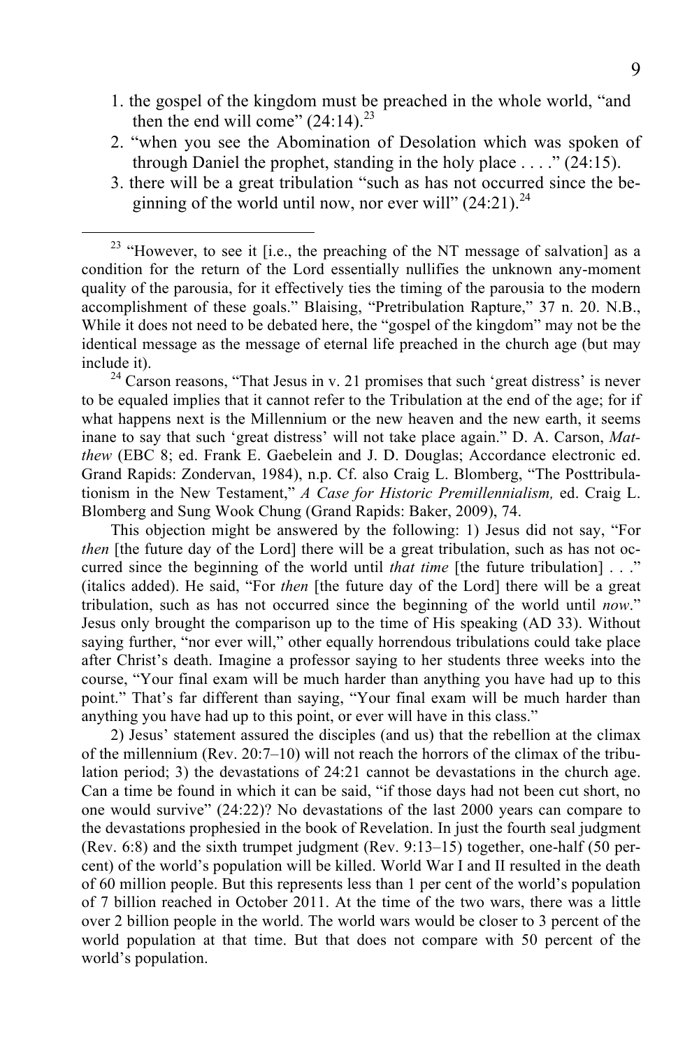1. the gospel of the kingdom must be preached in the whole world, "and then the end will come" (24:14).[23]
2. "when you see the Abomination of Desolation which was spoken of through Daniel the prophet, standing in the holy place . . . ." (24:15).
3. there will be a great tribulation "such as has not occurred since the beginning of the world until now, nor ever will" (24:21).[24]

---

[23] "However, to see it [i.e., the preaching of the NT message of salvation] as a condition for the return of the Lord essentially nullifies the unknown any-moment quality of the parousia, for it effectively ties the timing of the parousia to the modern accomplishment of these goals." Blaising, "Pretribulation Rapture," 37 n. 20. N.B., While it does not need to be debated here, the "gospel of the kingdom" may not be the identical message as the message of eternal life preached in the church age (but may include it).

[24] Carson reasons, "That Jesus in v. 21 promises that such 'great distress' is never to be equaled implies that it cannot refer to the Tribulation at the end of the age; for if what happens next is the Millennium or the new heaven and the new earth, it seems inane to say that such 'great distress' will not take place again." D. A. Carson, *Matthew* (EBC 8; ed. Frank E. Gaebelein and J. D. Douglas; Accordance electronic ed. Grand Rapids: Zondervan, 1984), n.p. Cf. also Craig L. Blomberg, "The Posttribulationism in the New Testament," *A Case for Historic Premillennialism,* ed. Craig L. Blomberg and Sung Wook Chung (Grand Rapids: Baker, 2009), 74.

This objection might be answered by the following: 1) Jesus did not say, "For *then* [the future day of the Lord] there will be a great tribulation, such as has not occurred since the beginning of the world until *that time* [the future tribulation] . . ." (italics added). He said, "For *then* [the future day of the Lord] there will be a great tribulation, such as has not occurred since the beginning of the world until *now*." Jesus only brought the comparison up to the time of His speaking (AD 33). Without saying further, "nor ever will," other equally horrendous tribulations could take place after Christ's death. Imagine a professor saying to her students three weeks into the course, "Your final exam will be much harder than anything you have had up to this point." That's far different than saying, "Your final exam will be much harder than anything you have had up to this point, or ever will have in this class."

2) Jesus' statement assured the disciples (and us) that the rebellion at the climax of the millennium (Rev. 20:7–10) will not reach the horrors of the climax of the tribulation period; 3) the devastations of 24:21 cannot be devastations in the church age. Can a time be found in which it can be said, "if those days had not been cut short, no one would survive" (24:22)? No devastations of the last 2000 years can compare to the devastations prophesied in the book of Revelation. In just the fourth seal judgment (Rev. 6:8) and the sixth trumpet judgment (Rev. 9:13–15) together, one-half (50 percent) of the world's population will be killed. World War I and II resulted in the death of 60 million people. But this represents less than 1 per cent of the world's population of 7 billion reached in October 2011. At the time of the two wars, there was a little over 2 billion people in the world. The world wars would be closer to 3 percent of the world population at that time. But that does not compare with 50 percent of the world's population.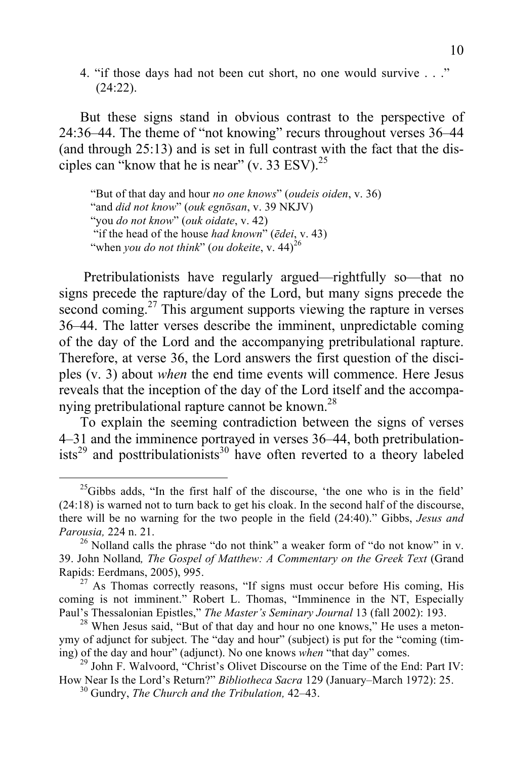4. "if those days had not been cut short, no one would survive . . ." (24:22).

But these signs stand in obvious contrast to the perspective of 24:36–44. The theme of "not knowing" recurs throughout verses 36–44 (and through 25:13) and is set in full contrast with the fact that the disciples can "know that he is near" (v. 33 ESV).[25]

> "But of that day and hour *no one knows*" (*oudeis oiden*, v. 36)
> "and *did not know*" (*ouk egnōsan*, v. 39 NKJV)
> "you *do not know*" (*ouk oidate*, v. 42)
> "if the head of the house *had known*" (*ēdei*, v. 43)
> "when *you do not think*" (*ou dokeite*, v. 44)[26]

Pretribulationists have regularly argued—rightfully so—that no signs precede the rapture/day of the Lord, but many signs precede the second coming.[27] This argument supports viewing the rapture in verses 36–44. The latter verses describe the imminent, unpredictable coming of the day of the Lord and the accompanying pretribulational rapture. Therefore, at verse 36, the Lord answers the first question of the disciples (v. 3) about *when* the end time events will commence. Here Jesus reveals that the inception of the day of the Lord itself and the accompanying pretribulational rapture cannot be known.[28]

To explain the seeming contradiction between the signs of verses 4–31 and the imminence portrayed in verses 36–44, both pretribulationists[29] and posttribulationists[30] have often reverted to a theory labeled

---

[25] Gibbs adds, "In the first half of the discourse, 'the one who is in the field' (24:18) is warned not to turn back to get his cloak. In the second half of the discourse, there will be no warning for the two people in the field (24:40)." Gibbs, *Jesus and Parousia,* 224 n. 21.

[26] Nolland calls the phrase "do not think" a weaker form of "do not know" in v. 39. John Nolland*, The Gospel of Matthew: A Commentary on the Greek Text* (Grand Rapids: Eerdmans, 2005), 995.

[27] As Thomas correctly reasons, "If signs must occur before His coming, His coming is not imminent." Robert L. Thomas, "Imminence in the NT, Especially Paul's Thessalonian Epistles," *The Master's Seminary Journal* 13 (fall 2002): 193.

[28] When Jesus said, "But of that day and hour no one knows," He uses a metonymy of adjunct for subject. The "day and hour" (subject) is put for the "coming (timing) of the day and hour" (adjunct). No one knows *when* "that day" comes.

[29] John F. Walvoord, "Christ's Olivet Discourse on the Time of the End: Part IV: How Near Is the Lord's Return?" *Bibliotheca Sacra* 129 (January–March 1972): 25.

[30] Gundry, *The Church and the Tribulation,* 42–43.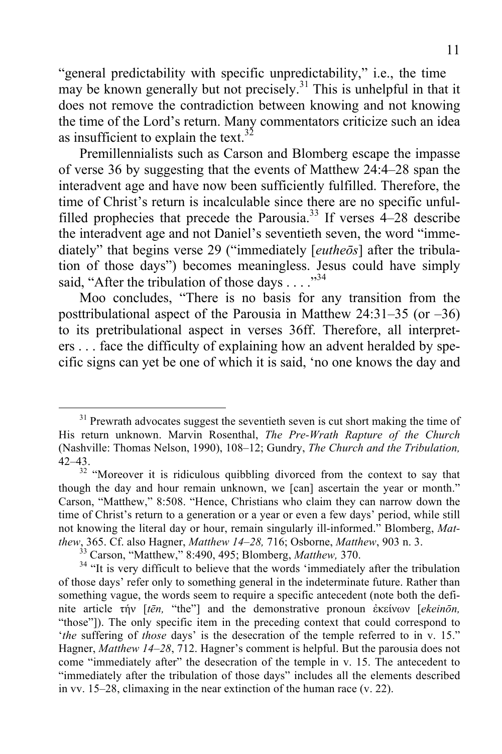"general predictability with specific unpredictability," i.e., the time may be known generally but not precisely.[31] This is unhelpful in that it does not remove the contradiction between knowing and not knowing the time of the Lord's return. Many commentators criticize such an idea as insufficient to explain the text.[32]

Premillennialists such as Carson and Blomberg escape the impasse of verse 36 by suggesting that the events of Matthew 24:4–28 span the interadvent age and have now been sufficiently fulfilled. Therefore, the time of Christ's return is incalculable since there are no specific unfulfilled prophecies that precede the Parousia.[33] If verses 4–28 describe the interadvent age and not Daniel's seventieth seven, the word "immediately" that begins verse 29 ("immediately [*eutheōs*] after the tribulation of those days") becomes meaningless. Jesus could have simply said, "After the tribulation of those days . . . ."[34]

Moo concludes, "There is no basis for any transition from the posttribulational aspect of the Parousia in Matthew 24:31–35 (or –36) to its pretribulational aspect in verses 36ff. Therefore, all interpreters . . . face the difficulty of explaining how an advent heralded by specific signs can yet be one of which it is said, 'no one knows the day and

---

[31] Prewrath advocates suggest the seventieth seven is cut short making the time of His return unknown. Marvin Rosenthal, *The Pre-Wrath Rapture of the Church* (Nashville: Thomas Nelson, 1990), 108–12; Gundry, *The Church and the Tribulation,* 42–43.

[32] "Moreover it is ridiculous quibbling divorced from the context to say that though the day and hour remain unknown, we [can] ascertain the year or month." Carson, "Matthew," 8:508. "Hence, Christians who claim they can narrow down the time of Christ's return to a generation or a year or even a few days' period, while still not knowing the literal day or hour, remain singularly ill-informed." Blomberg, *Matthew*, 365. Cf. also Hagner, *Matthew 14–28,* 716; Osborne, *Matthew*, 903 n. 3.

[33] Carson, "Matthew," 8:490, 495; Blomberg, *Matthew,* 370.

[34] "It is very difficult to believe that the words 'immediately after the tribulation of those days' refer only to something general in the indeterminate future. Rather than something vague, the words seem to require a specific antecedent (note both the definite article τήν [*tēn,* "the"] and the demonstrative pronoun ἐκείνων [*ekeinōn,* "those"]). The only specific item in the preceding context that could correspond to '*the* suffering of *those* days' is the desecration of the temple referred to in v. 15." Hagner, *Matthew 14–28*, 712. Hagner's comment is helpful. But the parousia does not come "immediately after" the desecration of the temple in v. 15. The antecedent to "immediately after the tribulation of those days" includes all the elements described in vv. 15–28, climaxing in the near extinction of the human race (v. 22).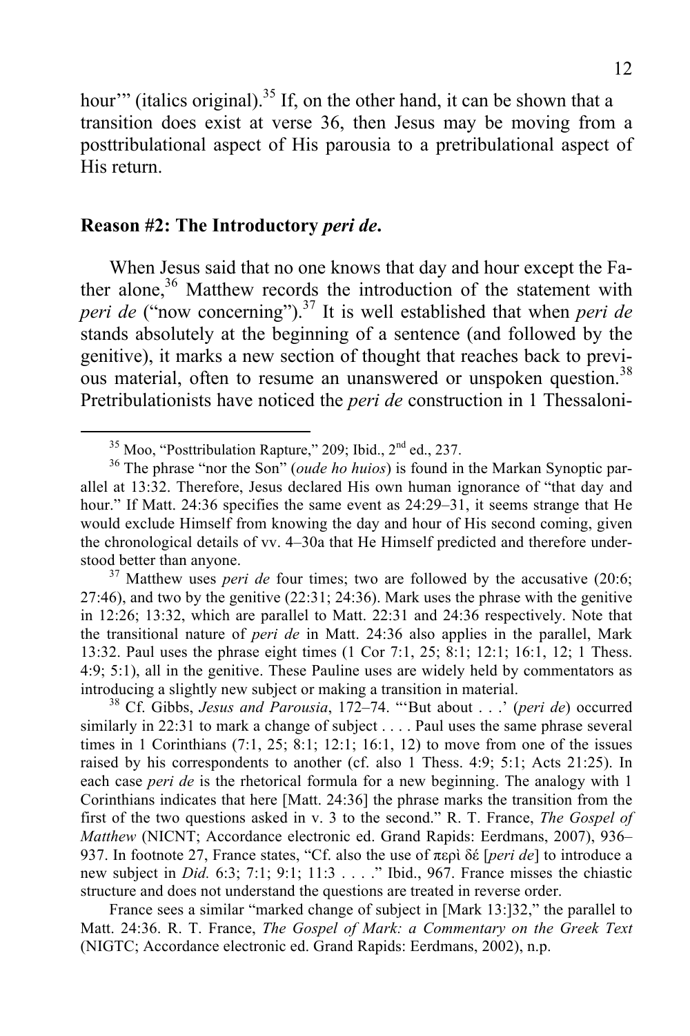hour'" (italics original).[35] If, on the other hand, it can be shown that a transition does exist at verse 36, then Jesus may be moving from a posttribulational aspect of His parousia to a pretribulational aspect of His return.

## Reason #2: The Introductory *peri de*.

When Jesus said that no one knows that day and hour except the Father alone,[36] Matthew records the introduction of the statement with *peri de* ("now concerning").[37] It is well established that when *peri de* stands absolutely at the beginning of a sentence (and followed by the genitive), it marks a new section of thought that reaches back to previous material, often to resume an unanswered or unspoken question.[38] Pretribulationists have noticed the *peri de* construction in 1 Thessaloni-

---

[35] Moo, "Posttribulation Rapture," 209; Ibid., 2nd ed., 237.

[36] The phrase "nor the Son" (*oude ho huios*) is found in the Markan Synoptic parallel at 13:32. Therefore, Jesus declared His own human ignorance of "that day and hour." If Matt. 24:36 specifies the same event as 24:29–31, it seems strange that He would exclude Himself from knowing the day and hour of His second coming, given the chronological details of vv. 4–30a that He Himself predicted and therefore understood better than anyone.

[37] Matthew uses *peri de* four times; two are followed by the accusative (20:6; 27:46), and two by the genitive (22:31; 24:36). Mark uses the phrase with the genitive in 12:26; 13:32, which are parallel to Matt. 22:31 and 24:36 respectively. Note that the transitional nature of *peri de* in Matt. 24:36 also applies in the parallel, Mark 13:32. Paul uses the phrase eight times (1 Cor 7:1, 25; 8:1; 12:1; 16:1, 12; 1 Thess. 4:9; 5:1), all in the genitive. These Pauline uses are widely held by commentators as introducing a slightly new subject or making a transition in material.

[38] Cf. Gibbs, *Jesus and Parousia*, 172–74. "'But about . . .' (*peri de*) occurred similarly in 22:31 to mark a change of subject . . . . Paul uses the same phrase several times in 1 Corinthians (7:1, 25; 8:1; 12:1; 16:1, 12) to move from one of the issues raised by his correspondents to another (cf. also 1 Thess. 4:9; 5:1; Acts 21:25). In each case *peri de* is the rhetorical formula for a new beginning. The analogy with 1 Corinthians indicates that here [Matt. 24:36] the phrase marks the transition from the first of the two questions asked in v. 3 to the second." R. T. France, *The Gospel of Matthew* (NICNT; Accordance electronic ed. Grand Rapids: Eerdmans, 2007), 936–937. In footnote 27, France states, "Cf. also the use of περὶ δέ [*peri de*] to introduce a new subject in *Did.* 6:3; 7:1; 9:1; 11:3 . . . ." Ibid., 967. France misses the chiastic structure and does not understand the questions are treated in reverse order.

France sees a similar "marked change of subject in [Mark 13:]32," the parallel to Matt. 24:36. R. T. France, *The Gospel of Mark: a Commentary on the Greek Text* (NIGTC; Accordance electronic ed. Grand Rapids: Eerdmans, 2002), n.p.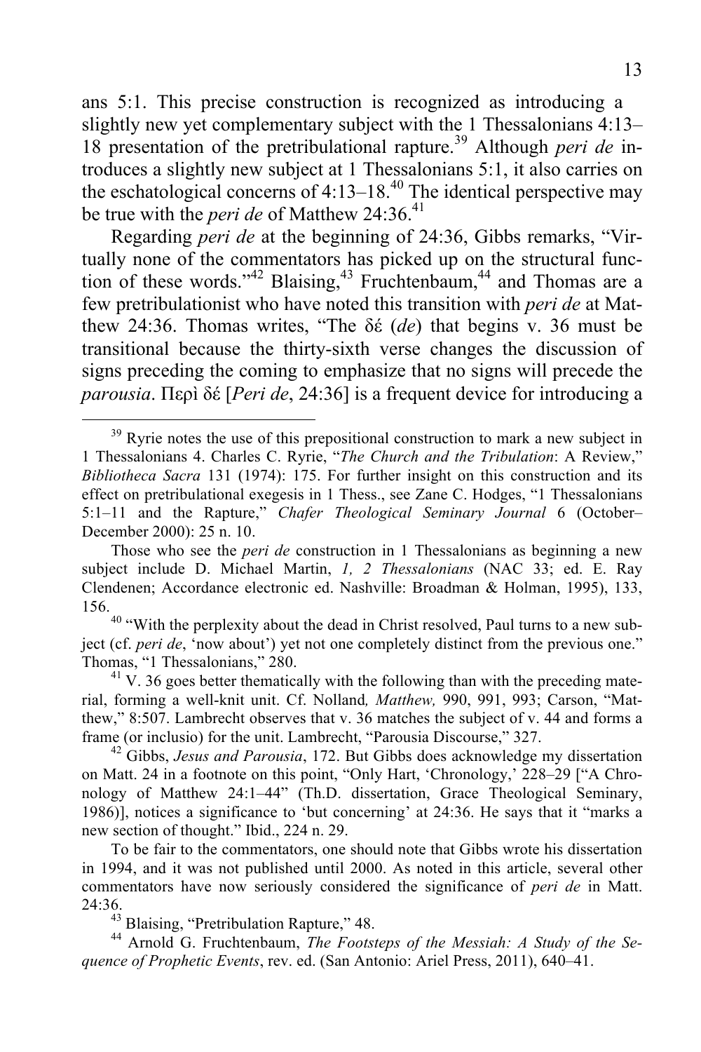ans 5:1. This precise construction is recognized as introducing a slightly new yet complementary subject with the 1 Thessalonians 4:13–18 presentation of the pretribulational rapture.[39] Although *peri de* introduces a slightly new subject at 1 Thessalonians 5:1, it also carries on the eschatological concerns of 4:13–18.[40] The identical perspective may be true with the *peri de* of Matthew 24:36.[41]

Regarding *peri de* at the beginning of 24:36, Gibbs remarks, "Virtually none of the commentators has picked up on the structural function of these words."[42] Blaising,[43] Fruchtenbaum,[44] and Thomas are a few pretribulationist who have noted this transition with *peri de* at Matthew 24:36. Thomas writes, "The δέ (*de*) that begins v. 36 must be transitional because the thirty-sixth verse changes the discussion of signs preceding the coming to emphasize that no signs will precede the *parousia*. Περὶ δέ [*Peri de*, 24:36] is a frequent device for introducing a

---

[39] Ryrie notes the use of this prepositional construction to mark a new subject in 1 Thessalonians 4. Charles C. Ryrie, "*The Church and the Tribulation*: A Review," *Bibliotheca Sacra* 131 (1974): 175. For further insight on this construction and its effect on pretribulational exegesis in 1 Thess., see Zane C. Hodges, "1 Thessalonians 5:1–11 and the Rapture," *Chafer Theological Seminary Journal* 6 (October–December 2000): 25 n. 10.

Those who see the *peri de* construction in 1 Thessalonians as beginning a new subject include D. Michael Martin, *1, 2 Thessalonians* (NAC 33; ed. E. Ray Clendenen; Accordance electronic ed. Nashville: Broadman & Holman, 1995), 133, 156.

[40] "With the perplexity about the dead in Christ resolved, Paul turns to a new subject (cf. *peri de*, 'now about') yet not one completely distinct from the previous one." Thomas, "1 Thessalonians," 280.

[41] V. 36 goes better thematically with the following than with the preceding material, forming a well-knit unit. Cf. Nolland*, Matthew,* 990, 991, 993; Carson, "Matthew," 8:507. Lambrecht observes that v. 36 matches the subject of v. 44 and forms a frame (or inclusio) for the unit. Lambrecht, "Parousia Discourse," 327.

[42] Gibbs, *Jesus and Parousia*, 172. But Gibbs does acknowledge my dissertation on Matt. 24 in a footnote on this point, "Only Hart, 'Chronology,' 228–29 ["A Chronology of Matthew 24:1–44" (Th.D. dissertation, Grace Theological Seminary, 1986)], notices a significance to 'but concerning' at 24:36. He says that it "marks a new section of thought." Ibid., 224 n. 29.

To be fair to the commentators, one should note that Gibbs wrote his dissertation in 1994, and it was not published until 2000. As noted in this article, several other commentators have now seriously considered the significance of *peri de* in Matt. 24:36.

[43] Blaising, "Pretribulation Rapture," 48.

[44] Arnold G. Fruchtenbaum, *The Footsteps of the Messiah: A Study of the Sequence of Prophetic Events*, rev. ed. (San Antonio: Ariel Press, 2011), 640–41.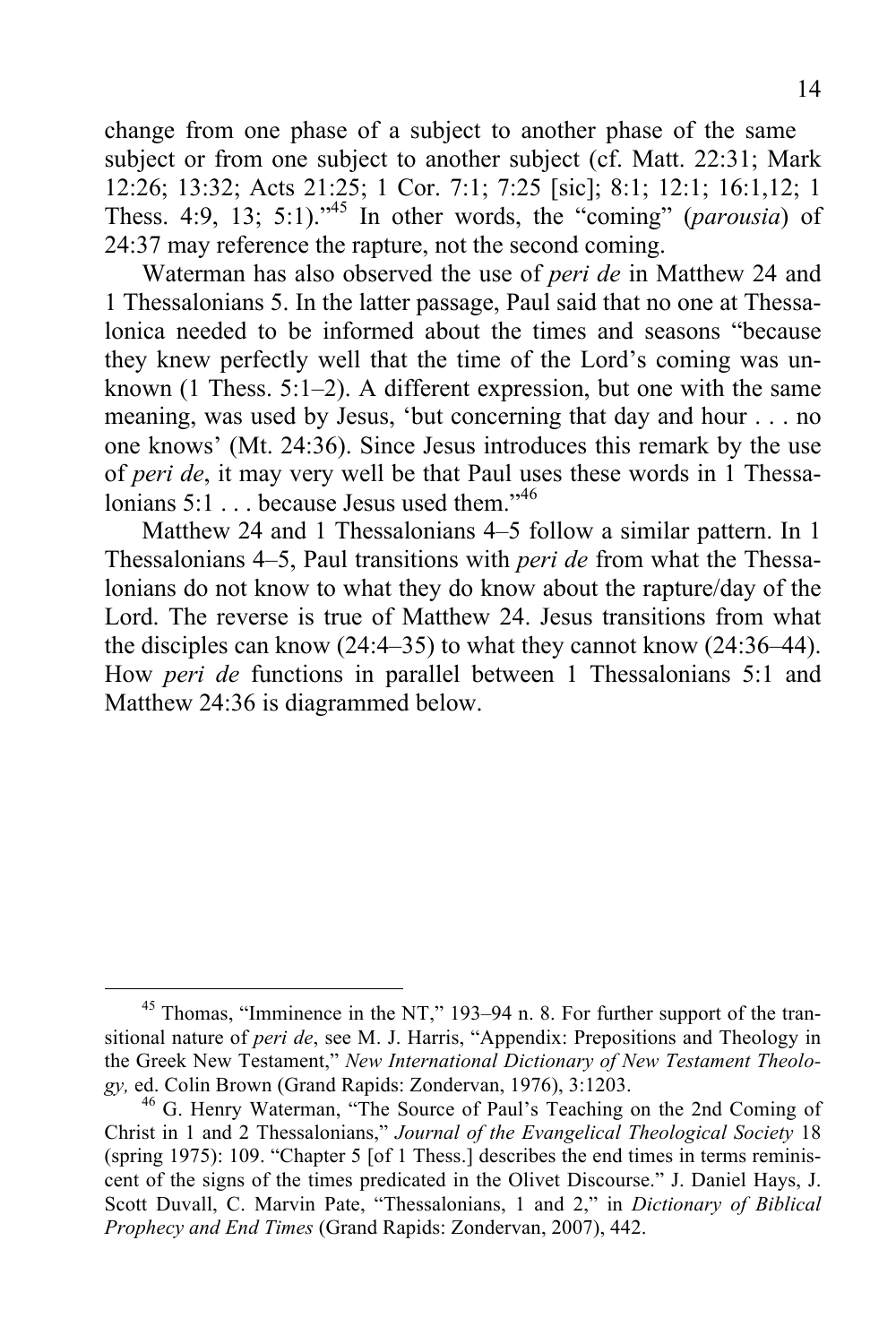change from one phase of a subject to another phase of the same subject or from one subject to another subject (cf. Matt. 22:31; Mark 12:26; 13:32; Acts 21:25; 1 Cor. 7:1; 7:25 [sic]; 8:1; 12:1; 16:1,12; 1 Thess. 4:9, 13; 5:1)."[45] In other words, the "coming" (*parousia*) of 24:37 may reference the rapture, not the second coming.

Waterman has also observed the use of *peri de* in Matthew 24 and 1 Thessalonians 5. In the latter passage, Paul said that no one at Thessalonica needed to be informed about the times and seasons "because they knew perfectly well that the time of the Lord's coming was unknown (1 Thess. 5:1–2). A different expression, but one with the same meaning, was used by Jesus, 'but concerning that day and hour . . . no one knows' (Mt. 24:36). Since Jesus introduces this remark by the use of *peri de*, it may very well be that Paul uses these words in 1 Thessalonians 5:1 . . . because Jesus used them."[46]

Matthew 24 and 1 Thessalonians 4–5 follow a similar pattern. In 1 Thessalonians 4–5, Paul transitions with *peri de* from what the Thessalonians do not know to what they do know about the rapture/day of the Lord. The reverse is true of Matthew 24. Jesus transitions from what the disciples can know (24:4–35) to what they cannot know (24:36–44). How *peri de* functions in parallel between 1 Thessalonians 5:1 and Matthew 24:36 is diagrammed below.

---

[45] Thomas, "Imminence in the NT," 193–94 n. 8. For further support of the transitional nature of *peri de*, see M. J. Harris, "Appendix: Prepositions and Theology in the Greek New Testament," *New International Dictionary of New Testament Theology,* ed. Colin Brown (Grand Rapids: Zondervan, 1976), 3:1203.

[46] G. Henry Waterman, "The Source of Paul's Teaching on the 2nd Coming of Christ in 1 and 2 Thessalonians," *Journal of the Evangelical Theological Society* 18 (spring 1975): 109. "Chapter 5 [of 1 Thess.] describes the end times in terms reminiscent of the signs of the times predicated in the Olivet Discourse." J. Daniel Hays, J. Scott Duvall, C. Marvin Pate, "Thessalonians, 1 and 2," in *Dictionary of Biblical Prophecy and End Times* (Grand Rapids: Zondervan, 2007), 442.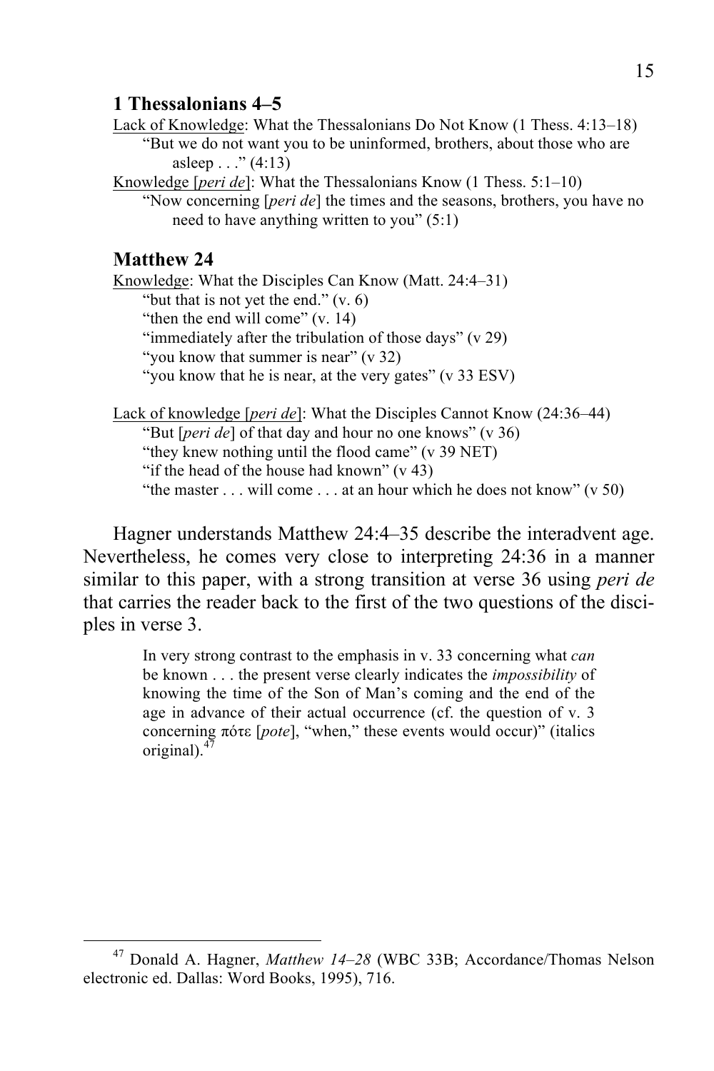### 1 Thessalonians 4–5

<u>Lack of Knowledge</u>: What the Thessalonians Do Not Know (1 Thess. 4:13–18)

> "But we do not want you to be uninformed, brothers, about those who are asleep . . ." (4:13)

<u>Knowledge [*peri de*]</u>: What the Thessalonians Know (1 Thess. 5:1–10)

> "Now concerning [*peri de*] the times and the seasons, brothers, you have no need to have anything written to you" (5:1)

### Matthew 24

<u>Knowledge</u>: What the Disciples Can Know (Matt. 24:4–31)

> "but that is not yet the end." (v. 6)
> "then the end will come" (v. 14)
> "immediately after the tribulation of those days" (v 29)
> "you know that summer is near" (v 32)
> "you know that he is near, at the very gates" (v 33 ESV)

<u>Lack of knowledge [*peri de*]</u>: What the Disciples Cannot Know (24:36–44)

> "But [*peri de*] of that day and hour no one knows" (v 36)
> "they knew nothing until the flood came" (v 39 NET)
> "if the head of the house had known" (v 43)
> "the master . . . will come . . . at an hour which he does not know" (v 50)

Hagner understands Matthew 24:4–35 describe the interadvent age. Nevertheless, he comes very close to interpreting 24:36 in a manner similar to this paper, with a strong transition at verse 36 using *peri de* that carries the reader back to the first of the two questions of the disciples in verse 3.

> In very strong contrast to the emphasis in v. 33 concerning what *can* be known . . . the present verse clearly indicates the *impossibility* of knowing the time of the Son of Man's coming and the end of the age in advance of their actual occurrence (cf. the question of v. 3 concerning πότε [*pote*], "when," these events would occur)" (italics original).[47]

---

[47] Donald A. Hagner, *Matthew 14–28* (WBC 33B; Accordance/Thomas Nelson electronic ed. Dallas: Word Books, 1995), 716.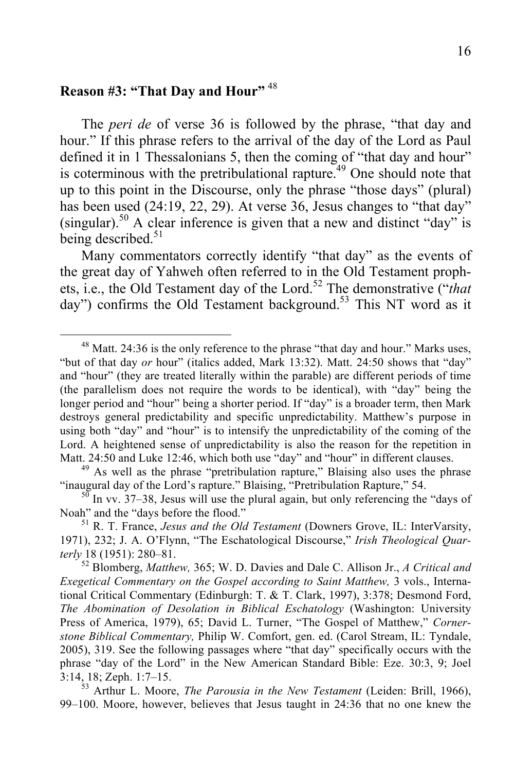### Reason #3: "That Day and Hour" [48]

The *peri de* of verse 36 is followed by the phrase, "that day and hour." If this phrase refers to the arrival of the day of the Lord as Paul defined it in 1 Thessalonians 5, then the coming of "that day and hour" is coterminous with the pretribulational rapture.[49] One should note that up to this point in the Discourse, only the phrase "those days" (plural) has been used (24:19, 22, 29). At verse 36, Jesus changes to "that day" (singular).[50] A clear inference is given that a new and distinct "day" is being described.[51]

Many commentators correctly identify "that day" as the events of the great day of Yahweh often referred to in the Old Testament prophets, i.e., the Old Testament day of the Lord.[52] The demonstrative ("*that* day") confirms the Old Testament background.[53] This NT word as it

---

[48] Matt. 24:36 is the only reference to the phrase "that day and hour." Marks uses, "but of that day *or* hour" (italics added, Mark 13:32). Matt. 24:50 shows that "day" and "hour" (they are treated literally within the parable) are different periods of time (the parallelism does not require the words to be identical), with "day" being the longer period and "hour" being a shorter period. If "day" is a broader term, then Mark destroys general predictability and specific unpredictability. Matthew's purpose in using both "day" and "hour" is to intensify the unpredictability of the coming of the Lord. A heightened sense of unpredictability is also the reason for the repetition in Matt. 24:50 and Luke 12:46, which both use "day" and "hour" in different clauses.

[49] As well as the phrase "pretribulation rapture," Blaising also uses the phrase "inaugural day of the Lord's rapture." Blaising, "Pretribulation Rapture," 54.

[50] In vv. 37–38, Jesus will use the plural again, but only referencing the "days of Noah" and the "days before the flood."

[51] R. T. France, *Jesus and the Old Testament* (Downers Grove, IL: InterVarsity, 1971), 232; J. A. O'Flynn, "The Eschatological Discourse," *Irish Theological Quarterly* 18 (1951): 280–81.

[52] Blomberg, *Matthew,* 365; W. D. Davies and Dale C. Allison Jr., *A Critical and Exegetical Commentary on the Gospel according to Saint Matthew,* 3 vols., International Critical Commentary (Edinburgh: T. & T. Clark, 1997), 3:378; Desmond Ford, *The Abomination of Desolation in Biblical Eschatology* (Washington: University Press of America, 1979), 65; David L. Turner, "The Gospel of Matthew," *Cornerstone Biblical Commentary,* Philip W. Comfort, gen. ed. (Carol Stream, IL: Tyndale, 2005), 319. See the following passages where "that day" specifically occurs with the phrase "day of the Lord" in the New American Standard Bible: Eze. 30:3, 9; Joel 3:14, 18; Zeph. 1:7–15.

[53] Arthur L. Moore, *The Parousia in the New Testament* (Leiden: Brill, 1966), 99–100. Moore, however, believes that Jesus taught in 24:36 that no one knew the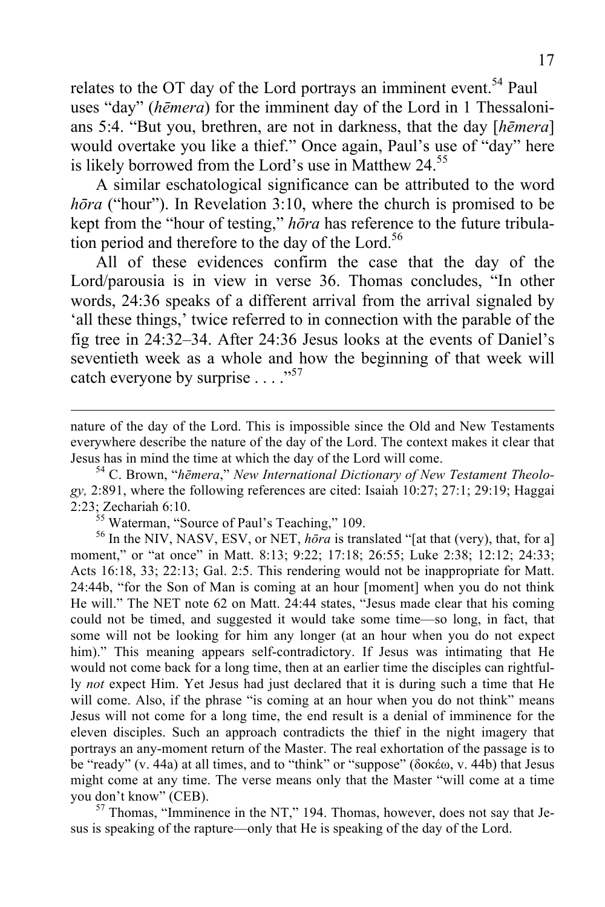relates to the OT day of the Lord portrays an imminent event.[54] Paul uses "day" (*hēmera*) for the imminent day of the Lord in 1 Thessalonians 5:4. "But you, brethren, are not in darkness, that the day [*hēmera*] would overtake you like a thief." Once again, Paul's use of "day" here is likely borrowed from the Lord's use in Matthew 24.[55]

A similar eschatological significance can be attributed to the word *hōra* ("hour"). In Revelation 3:10, where the church is promised to be kept from the "hour of testing," *hōra* has reference to the future tribulation period and therefore to the day of the Lord.[56]

All of these evidences confirm the case that the day of the Lord/parousia is in view in verse 36. Thomas concludes, "In other words, 24:36 speaks of a different arrival from the arrival signaled by 'all these things,' twice referred to in connection with the parable of the fig tree in 24:32–34. After 24:36 Jesus looks at the events of Daniel's seventieth week as a whole and how the beginning of that week will catch everyone by surprise . . . ."[57]

---

nature of the day of the Lord. This is impossible since the Old and New Testaments everywhere describe the nature of the day of the Lord. The context makes it clear that Jesus has in mind the time at which the day of the Lord will come.

[54] C. Brown, "*hēmera*," *New International Dictionary of New Testament Theology,* 2:891, where the following references are cited: Isaiah 10:27; 27:1; 29:19; Haggai 2:23; Zechariah 6:10.

[55] Waterman, "Source of Paul's Teaching," 109.

[56] In the NIV, NASV, ESV, or NET, *hōra* is translated "[at that (very), that, for a] moment," or "at once" in Matt. 8:13; 9:22; 17:18; 26:55; Luke 2:38; 12:12; 24:33; Acts 16:18, 33; 22:13; Gal. 2:5. This rendering would not be inappropriate for Matt. 24:44b, "for the Son of Man is coming at an hour [moment] when you do not think He will." The NET note 62 on Matt. 24:44 states, "Jesus made clear that his coming could not be timed, and suggested it would take some time—so long, in fact, that some will not be looking for him any longer (at an hour when you do not expect him)." This meaning appears self-contradictory. If Jesus was intimating that He would not come back for a long time, then at an earlier time the disciples can rightfully *not* expect Him. Yet Jesus had just declared that it is during such a time that He will come. Also, if the phrase "is coming at an hour when you do not think" means Jesus will not come for a long time, the end result is a denial of imminence for the eleven disciples. Such an approach contradicts the thief in the night imagery that portrays an any-moment return of the Master. The real exhortation of the passage is to be "ready" (v. 44a) at all times, and to "think" or "suppose" (δοκέω, v. 44b) that Jesus might come at any time. The verse means only that the Master "will come at a time you don't know" (CEB).

[57] Thomas, "Imminence in the NT," 194. Thomas, however, does not say that Jesus is speaking of the rapture—only that He is speaking of the day of the Lord.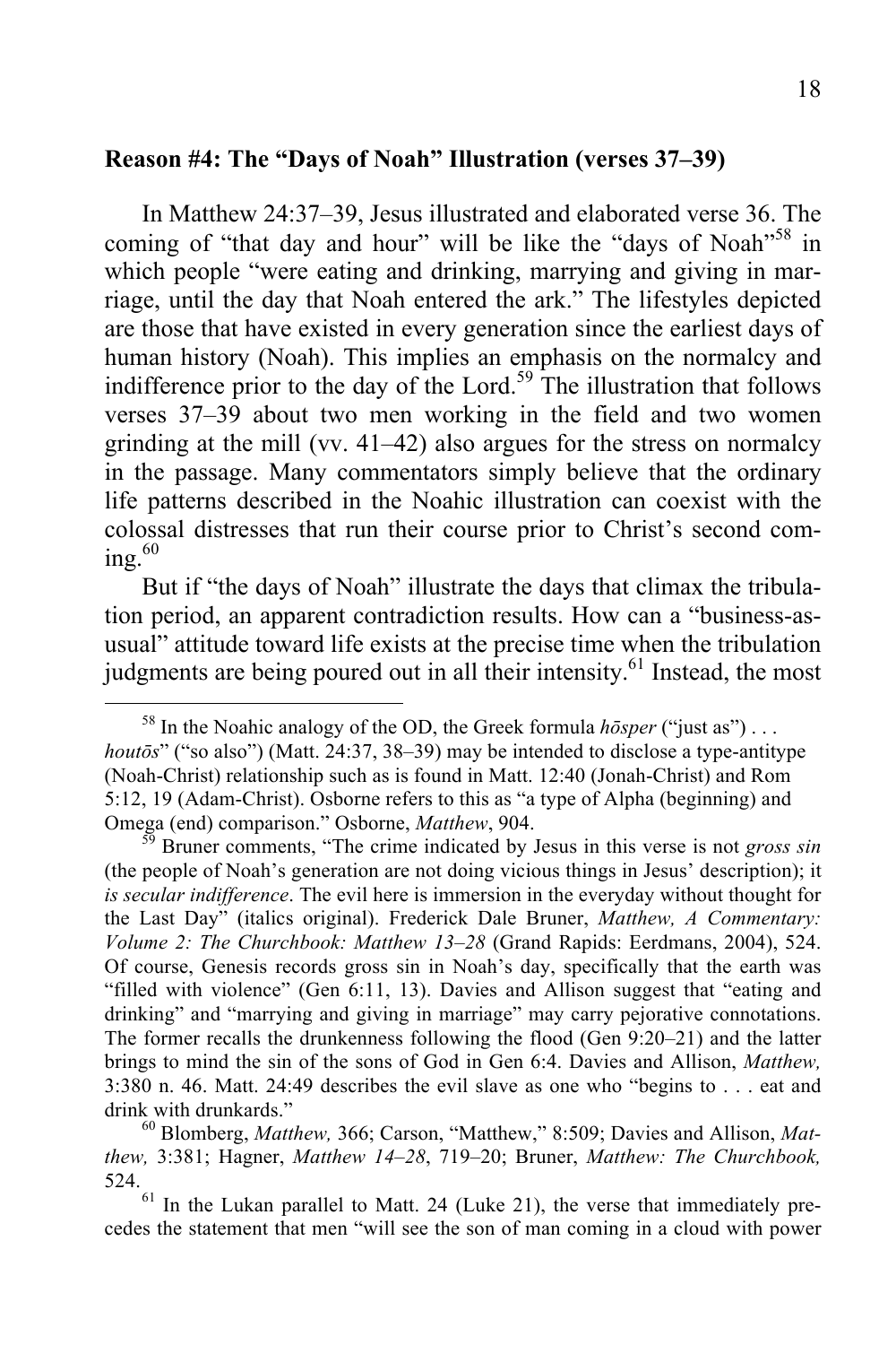**Reason #4: The "Days of Noah" Illustration (verses 37–39)**

In Matthew 24:37–39, Jesus illustrated and elaborated verse 36. The coming of "that day and hour" will be like the "days of Noah"[58] in which people "were eating and drinking, marrying and giving in marriage, until the day that Noah entered the ark." The lifestyles depicted are those that have existed in every generation since the earliest days of human history (Noah). This implies an emphasis on the normalcy and indifference prior to the day of the Lord.[59] The illustration that follows verses 37–39 about two men working in the field and two women grinding at the mill (vv. 41–42) also argues for the stress on normalcy in the passage. Many commentators simply believe that the ordinary life patterns described in the Noahic illustration can coexist with the colossal distresses that run their course prior to Christ's second coming.[60]

But if "the days of Noah" illustrate the days that climax the tribulation period, an apparent contradiction results. How can a "business-as-usual" attitude toward life exists at the precise time when the tribulation judgments are being poured out in all their intensity.[61] Instead, the most

---

[58] In the Noahic analogy of the OD, the Greek formula *hōsper* ("just as") . . . *houtōs*" ("so also") (Matt. 24:37, 38–39) may be intended to disclose a type-antitype (Noah-Christ) relationship such as is found in Matt. 12:40 (Jonah-Christ) and Rom 5:12, 19 (Adam-Christ). Osborne refers to this as "a type of Alpha (beginning) and Omega (end) comparison." Osborne, *Matthew*, 904.

[59] Bruner comments, "The crime indicated by Jesus in this verse is not *gross sin* (the people of Noah's generation are not doing vicious things in Jesus' description); it *is secular indifference*. The evil here is immersion in the everyday without thought for the Last Day" (italics original). Frederick Dale Bruner, *Matthew, A Commentary: Volume 2: The Churchbook: Matthew 13–28* (Grand Rapids: Eerdmans, 2004), 524. Of course, Genesis records gross sin in Noah's day, specifically that the earth was "filled with violence" (Gen 6:11, 13). Davies and Allison suggest that "eating and drinking" and "marrying and giving in marriage" may carry pejorative connotations. The former recalls the drunkenness following the flood (Gen 9:20–21) and the latter brings to mind the sin of the sons of God in Gen 6:4. Davies and Allison, *Matthew,* 3:380 n. 46. Matt. 24:49 describes the evil slave as one who "begins to . . . eat and drink with drunkards."

[60] Blomberg, *Matthew,* 366; Carson, "Matthew," 8:509; Davies and Allison, *Matthew,* 3:381; Hagner, *Matthew 14–28*, 719–20; Bruner, *Matthew: The Churchbook,* 524.

[61] In the Lukan parallel to Matt. 24 (Luke 21), the verse that immediately precedes the statement that men "will see the son of man coming in a cloud with power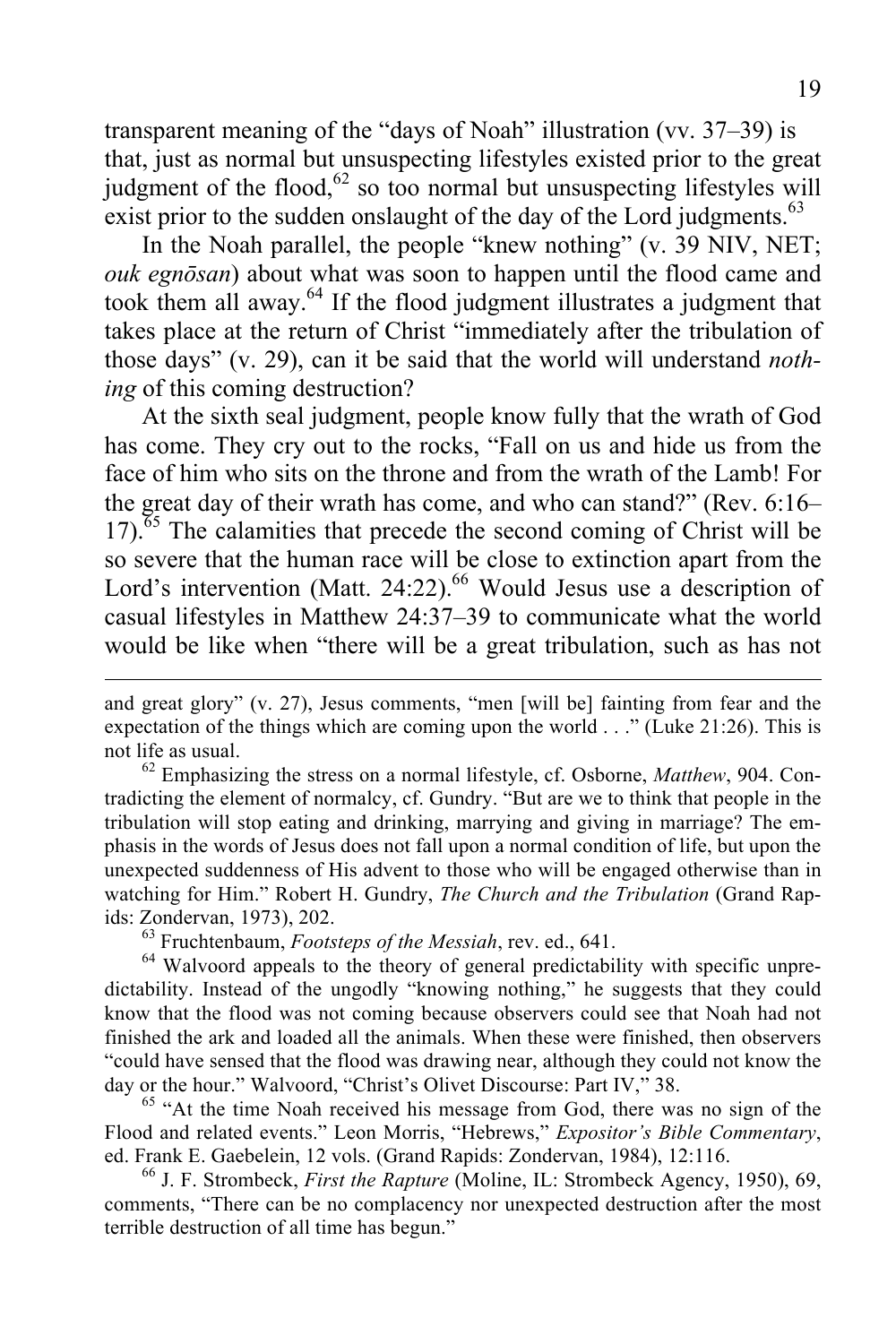transparent meaning of the "days of Noah" illustration (vv. 37–39) is that, just as normal but unsuspecting lifestyles existed prior to the great judgment of the flood,[62] so too normal but unsuspecting lifestyles will exist prior to the sudden onslaught of the day of the Lord judgments.[63]

In the Noah parallel, the people "knew nothing" (v. 39 NIV, NET; *ouk egnōsan*) about what was soon to happen until the flood came and took them all away.[64] If the flood judgment illustrates a judgment that takes place at the return of Christ "immediately after the tribulation of those days" (v. 29), can it be said that the world will understand *nothing* of this coming destruction?

At the sixth seal judgment, people know fully that the wrath of God has come. They cry out to the rocks, "Fall on us and hide us from the face of him who sits on the throne and from the wrath of the Lamb! For the great day of their wrath has come, and who can stand?" (Rev. 6:16–17).[65] The calamities that precede the second coming of Christ will be so severe that the human race will be close to extinction apart from the Lord's intervention (Matt. 24:22).[66] Would Jesus use a description of casual lifestyles in Matthew 24:37–39 to communicate what the world would be like when "there will be a great tribulation, such as has not

---

and great glory" (v. 27), Jesus comments, "men [will be] fainting from fear and the expectation of the things which are coming upon the world . . ." (Luke 21:26). This is not life as usual.

[62] Emphasizing the stress on a normal lifestyle, cf. Osborne, *Matthew*, 904. Contradicting the element of normalcy, cf. Gundry. "But are we to think that people in the tribulation will stop eating and drinking, marrying and giving in marriage? The emphasis in the words of Jesus does not fall upon a normal condition of life, but upon the unexpected suddenness of His advent to those who will be engaged otherwise than in watching for Him." Robert H. Gundry, *The Church and the Tribulation* (Grand Rapids: Zondervan, 1973), 202.

[63] Fruchtenbaum, *Footsteps of the Messiah*, rev. ed., 641.

[64] Walvoord appeals to the theory of general predictability with specific unpredictability. Instead of the ungodly "knowing nothing," he suggests that they could know that the flood was not coming because observers could see that Noah had not finished the ark and loaded all the animals. When these were finished, then observers "could have sensed that the flood was drawing near, although they could not know the day or the hour." Walvoord, "Christ's Olivet Discourse: Part IV," 38.

[65] "At the time Noah received his message from God, there was no sign of the Flood and related events." Leon Morris, "Hebrews," *Expositor's Bible Commentary*, ed. Frank E. Gaebelein, 12 vols. (Grand Rapids: Zondervan, 1984), 12:116.

[66] J. F. Strombeck, *First the Rapture* (Moline, IL: Strombeck Agency, 1950), 69, comments, "There can be no complacency nor unexpected destruction after the most terrible destruction of all time has begun."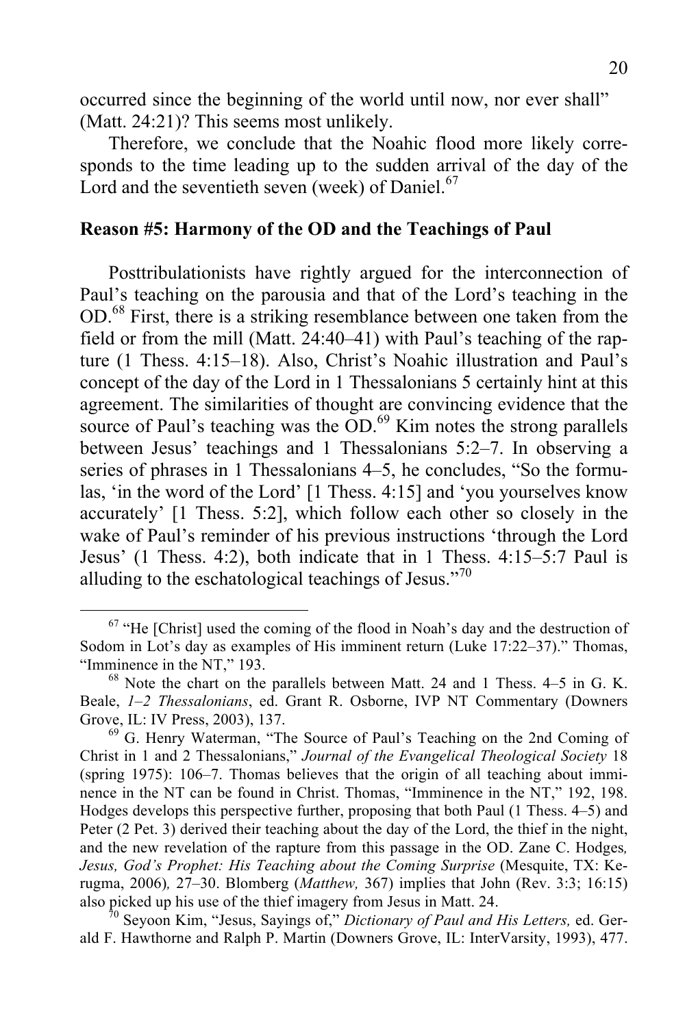occurred since the beginning of the world until now, nor ever shall" (Matt. 24:21)? This seems most unlikely.

Therefore, we conclude that the Noahic flood more likely corresponds to the time leading up to the sudden arrival of the day of the Lord and the seventieth seven (week) of Daniel.[67]

### Reason #5: Harmony of the OD and the Teachings of Paul

Posttribulationists have rightly argued for the interconnection of Paul's teaching on the parousia and that of the Lord's teaching in the OD.[68] First, there is a striking resemblance between one taken from the field or from the mill (Matt. 24:40–41) with Paul's teaching of the rapture (1 Thess. 4:15–18). Also, Christ's Noahic illustration and Paul's concept of the day of the Lord in 1 Thessalonians 5 certainly hint at this agreement. The similarities of thought are convincing evidence that the source of Paul's teaching was the OD.[69] Kim notes the strong parallels between Jesus' teachings and 1 Thessalonians 5:2–7. In observing a series of phrases in 1 Thessalonians 4–5, he concludes, "So the formulas, 'in the word of the Lord' [1 Thess. 4:15] and 'you yourselves know accurately' [1 Thess. 5:2], which follow each other so closely in the wake of Paul's reminder of his previous instructions 'through the Lord Jesus' (1 Thess. 4:2), both indicate that in 1 Thess. 4:15–5:7 Paul is alluding to the eschatological teachings of Jesus."[70]

---

[67] "He [Christ] used the coming of the flood in Noah's day and the destruction of Sodom in Lot's day as examples of His imminent return (Luke 17:22–37)." Thomas, "Imminence in the NT," 193.

[68] Note the chart on the parallels between Matt. 24 and 1 Thess. 4–5 in G. K. Beale, *1–2 Thessalonians*, ed. Grant R. Osborne, IVP NT Commentary (Downers Grove, IL: IV Press, 2003), 137.

[69] G. Henry Waterman, "The Source of Paul's Teaching on the 2nd Coming of Christ in 1 and 2 Thessalonians," *Journal of the Evangelical Theological Society* 18 (spring 1975): 106–7. Thomas believes that the origin of all teaching about imminence in the NT can be found in Christ. Thomas, "Imminence in the NT," 192, 198. Hodges develops this perspective further, proposing that both Paul (1 Thess. 4–5) and Peter (2 Pet. 3) derived their teaching about the day of the Lord, the thief in the night, and the new revelation of the rapture from this passage in the OD. Zane C. Hodges, *Jesus, God's Prophet: His Teaching about the Coming Surprise* (Mesquite, TX: Kerugma, 2006), 27–30. Blomberg (*Matthew,* 367) implies that John (Rev. 3:3; 16:15) also picked up his use of the thief imagery from Jesus in Matt. 24.

[70] Seyoon Kim, "Jesus, Sayings of," *Dictionary of Paul and His Letters,* ed. Gerald F. Hawthorne and Ralph P. Martin (Downers Grove, IL: InterVarsity, 1993), 477.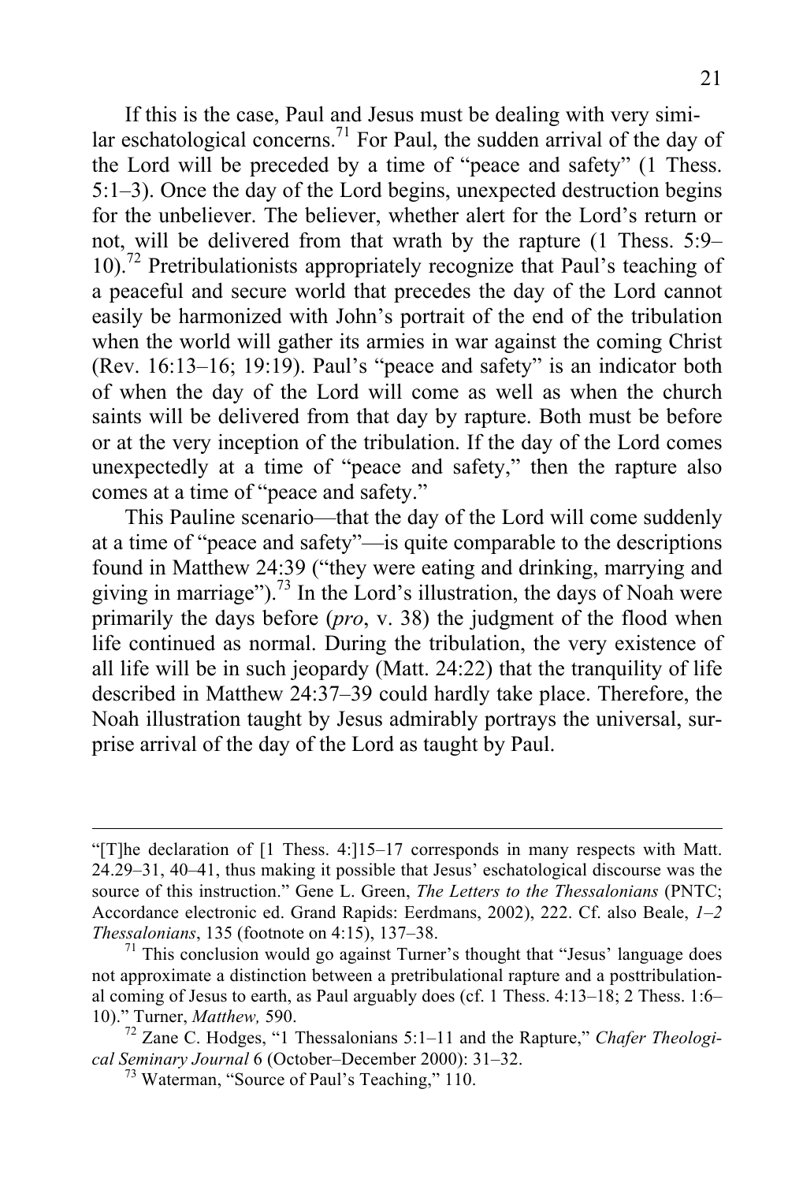If this is the case, Paul and Jesus must be dealing with very similar eschatological concerns.[71] For Paul, the sudden arrival of the day of the Lord will be preceded by a time of "peace and safety" (1 Thess. 5:1–3). Once the day of the Lord begins, unexpected destruction begins for the unbeliever. The believer, whether alert for the Lord's return or not, will be delivered from that wrath by the rapture (1 Thess. 5:9–10).[72] Pretribulationists appropriately recognize that Paul's teaching of a peaceful and secure world that precedes the day of the Lord cannot easily be harmonized with John's portrait of the end of the tribulation when the world will gather its armies in war against the coming Christ (Rev. 16:13–16; 19:19). Paul's "peace and safety" is an indicator both of when the day of the Lord will come as well as when the church saints will be delivered from that day by rapture. Both must be before or at the very inception of the tribulation. If the day of the Lord comes unexpectedly at a time of "peace and safety," then the rapture also comes at a time of "peace and safety."

This Pauline scenario—that the day of the Lord will come suddenly at a time of "peace and safety"—is quite comparable to the descriptions found in Matthew 24:39 ("they were eating and drinking, marrying and giving in marriage").[73] In the Lord's illustration, the days of Noah were primarily the days before (*pro*, v. 38) the judgment of the flood when life continued as normal. During the tribulation, the very existence of all life will be in such jeopardy (Matt. 24:22) that the tranquility of life described in Matthew 24:37–39 could hardly take place. Therefore, the Noah illustration taught by Jesus admirably portrays the universal, surprise arrival of the day of the Lord as taught by Paul.

---

"[T]he declaration of [1 Thess. 4:]15–17 corresponds in many respects with Matt. 24.29–31, 40–41, thus making it possible that Jesus' eschatological discourse was the source of this instruction." Gene L. Green, *The Letters to the Thessalonians* (PNTC; Accordance electronic ed. Grand Rapids: Eerdmans, 2002), 222. Cf. also Beale, *1–2 Thessalonians*, 135 (footnote on 4:15), 137–38.

[71] This conclusion would go against Turner's thought that "Jesus' language does not approximate a distinction between a pretribulational rapture and a posttribulational coming of Jesus to earth, as Paul arguably does (cf. 1 Thess. 4:13–18; 2 Thess. 1:6–10)." Turner, *Matthew,* 590.

[72] Zane C. Hodges, "1 Thessalonians 5:1–11 and the Rapture," *Chafer Theological Seminary Journal* 6 (October–December 2000): 31–32.

[73] Waterman, "Source of Paul's Teaching," 110.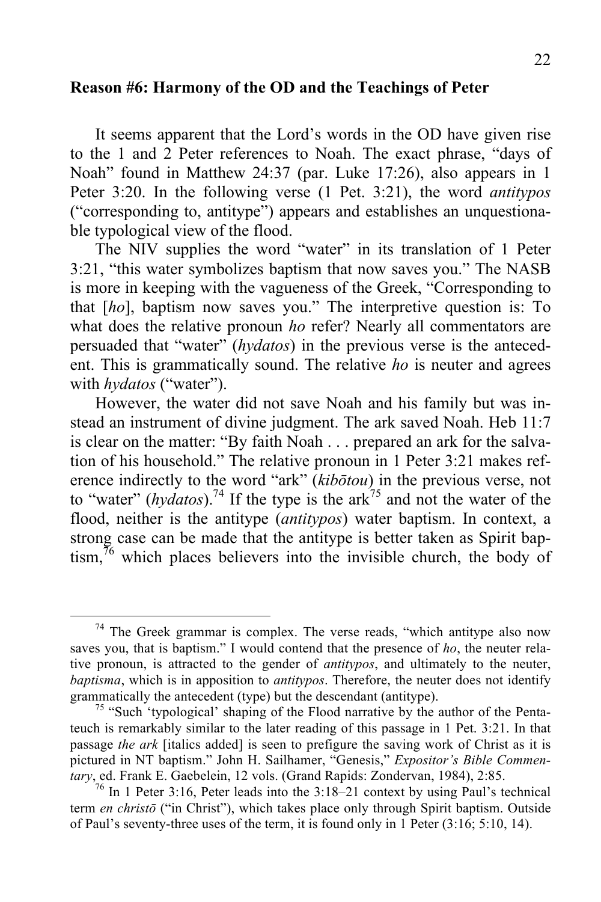**Reason #6: Harmony of the OD and the Teachings of Peter**

It seems apparent that the Lord's words in the OD have given rise to the 1 and 2 Peter references to Noah. The exact phrase, "days of Noah" found in Matthew 24:37 (par. Luke 17:26), also appears in 1 Peter 3:20. In the following verse (1 Pet. 3:21), the word *antitypos* ("corresponding to, antitype") appears and establishes an unquestionable typological view of the flood.

The NIV supplies the word "water" in its translation of 1 Peter 3:21, "this water symbolizes baptism that now saves you." The NASB is more in keeping with the vagueness of the Greek, "Corresponding to that [*ho*], baptism now saves you." The interpretive question is: To what does the relative pronoun *ho* refer? Nearly all commentators are persuaded that "water" (*hydatos*) in the previous verse is the antecedent. This is grammatically sound. The relative *ho* is neuter and agrees with *hydatos* ("water").

However, the water did not save Noah and his family but was instead an instrument of divine judgment. The ark saved Noah. Heb 11:7 is clear on the matter: "By faith Noah . . . prepared an ark for the salvation of his household." The relative pronoun in 1 Peter 3:21 makes reference indirectly to the word "ark" (*kibōtou*) in the previous verse, not to "water" (*hydatos*).[74] If the type is the ark[75] and not the water of the flood, neither is the antitype (*antitypos*) water baptism. In context, a strong case can be made that the antitype is better taken as Spirit baptism,[76] which places believers into the invisible church, the body of

---

[74] The Greek grammar is complex. The verse reads, "which antitype also now saves you, that is baptism." I would contend that the presence of *ho*, the neuter relative pronoun, is attracted to the gender of *antitypos*, and ultimately to the neuter, *baptisma*, which is in apposition to *antitypos*. Therefore, the neuter does not identify grammatically the antecedent (type) but the descendant (antitype).

[75] "Such 'typological' shaping of the Flood narrative by the author of the Pentateuch is remarkably similar to the later reading of this passage in 1 Pet. 3:21. In that passage *the ark* [italics added] is seen to prefigure the saving work of Christ as it is pictured in NT baptism." John H. Sailhamer, "Genesis," *Expositor's Bible Commentary*, ed. Frank E. Gaebelein, 12 vols. (Grand Rapids: Zondervan, 1984), 2:85.

[76] In 1 Peter 3:16, Peter leads into the 3:18–21 context by using Paul's technical term *en christō* ("in Christ"), which takes place only through Spirit baptism. Outside of Paul's seventy-three uses of the term, it is found only in 1 Peter (3:16; 5:10, 14).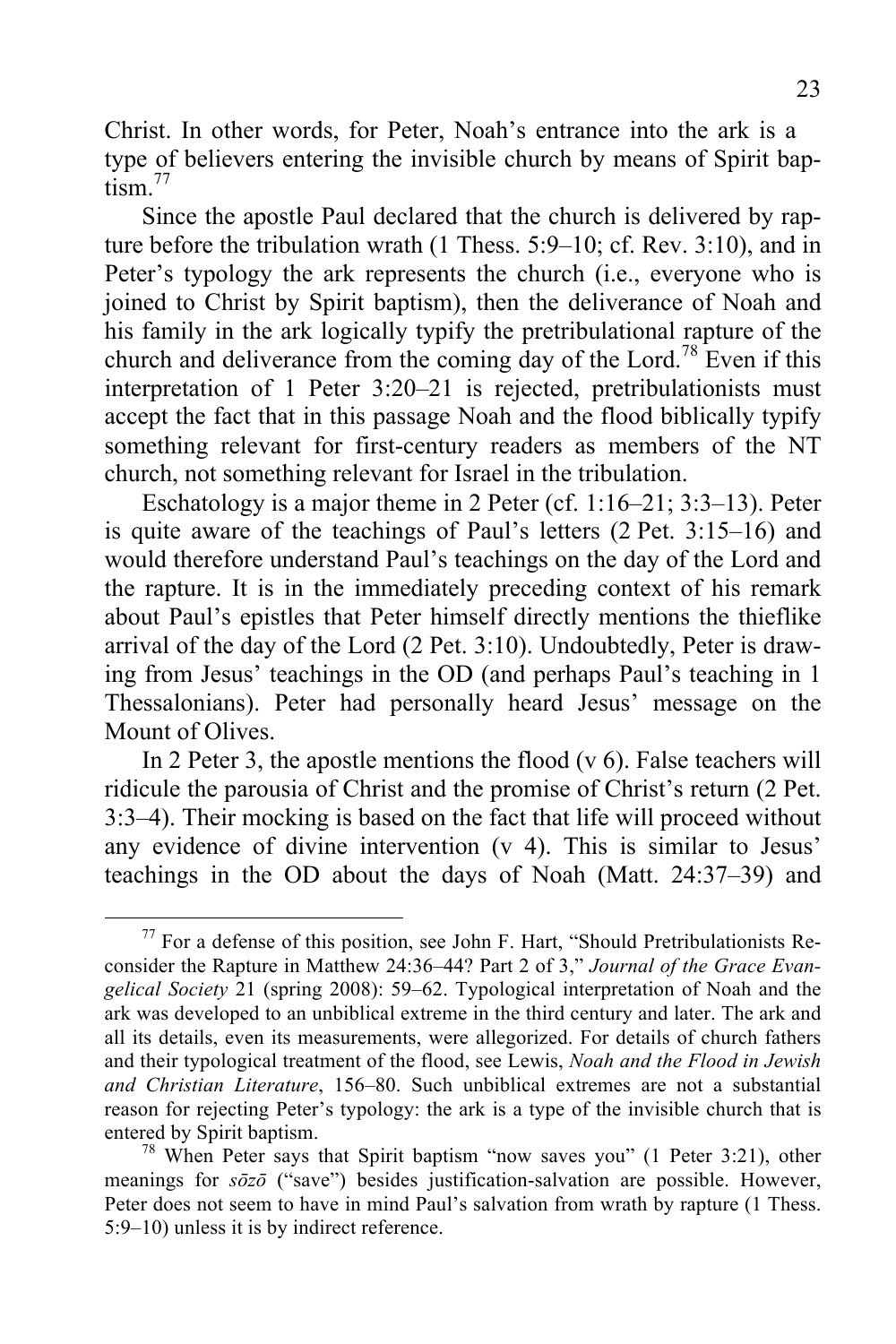Christ. In other words, for Peter, Noah's entrance into the ark is a type of believers entering the invisible church by means of Spirit baptism.[77]

Since the apostle Paul declared that the church is delivered by rapture before the tribulation wrath (1 Thess. 5:9–10; cf. Rev. 3:10), and in Peter's typology the ark represents the church (i.e., everyone who is joined to Christ by Spirit baptism), then the deliverance of Noah and his family in the ark logically typify the pretribulational rapture of the church and deliverance from the coming day of the Lord.[78] Even if this interpretation of 1 Peter 3:20–21 is rejected, pretribulationists must accept the fact that in this passage Noah and the flood biblically typify something relevant for first-century readers as members of the NT church, not something relevant for Israel in the tribulation.

Eschatology is a major theme in 2 Peter (cf. 1:16–21; 3:3–13). Peter is quite aware of the teachings of Paul's letters (2 Pet. 3:15–16) and would therefore understand Paul's teachings on the day of the Lord and the rapture. It is in the immediately preceding context of his remark about Paul's epistles that Peter himself directly mentions the thieflike arrival of the day of the Lord (2 Pet. 3:10). Undoubtedly, Peter is drawing from Jesus' teachings in the OD (and perhaps Paul's teaching in 1 Thessalonians). Peter had personally heard Jesus' message on the Mount of Olives.

In 2 Peter 3, the apostle mentions the flood (v 6). False teachers will ridicule the parousia of Christ and the promise of Christ's return (2 Pet. 3:3–4). Their mocking is based on the fact that life will proceed without any evidence of divine intervention (v 4). This is similar to Jesus' teachings in the OD about the days of Noah (Matt. 24:37–39) and

---

[77] For a defense of this position, see John F. Hart, "Should Pretribulationists Reconsider the Rapture in Matthew 24:36–44? Part 2 of 3," *Journal of the Grace Evangelical Society* 21 (spring 2008): 59–62. Typological interpretation of Noah and the ark was developed to an unbiblical extreme in the third century and later. The ark and all its details, even its measurements, were allegorized. For details of church fathers and their typological treatment of the flood, see Lewis, *Noah and the Flood in Jewish and Christian Literature*, 156–80. Such unbiblical extremes are not a substantial reason for rejecting Peter's typology: the ark is a type of the invisible church that is entered by Spirit baptism.

[78] When Peter says that Spirit baptism "now saves you" (1 Peter 3:21), other meanings for *sōzō* ("save") besides justification-salvation are possible. However, Peter does not seem to have in mind Paul's salvation from wrath by rapture (1 Thess. 5:9–10) unless it is by indirect reference.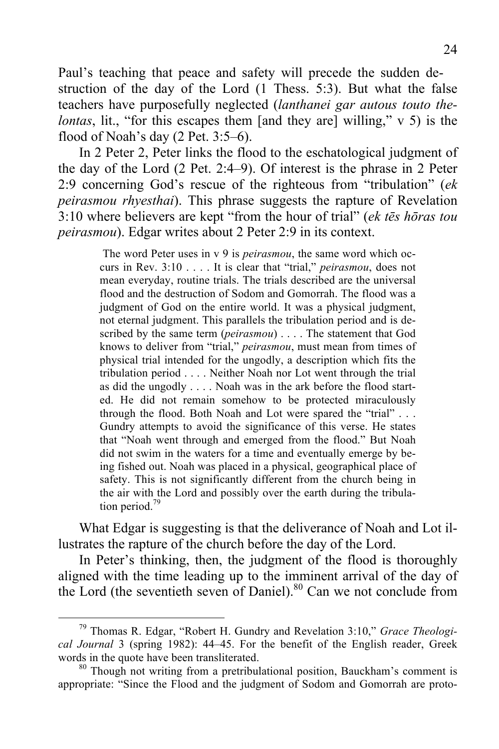Paul's teaching that peace and safety will precede the sudden destruction of the day of the Lord (1 Thess. 5:3). But what the false teachers have purposefully neglected (*lanthanei gar autous touto thelontas*, lit., "for this escapes them [and they are] willing," v 5) is the flood of Noah's day (2 Pet. 3:5–6).

In 2 Peter 2, Peter links the flood to the eschatological judgment of the day of the Lord (2 Pet. 2:4–9). Of interest is the phrase in 2 Peter 2:9 concerning God's rescue of the righteous from "tribulation" (*ek peirasmou rhyesthai*). This phrase suggests the rapture of Revelation 3:10 where believers are kept "from the hour of trial" (*ek tēs hōras tou peirasmou*). Edgar writes about 2 Peter 2:9 in its context.

> The word Peter uses in v 9 is *peirasmou*, the same word which occurs in Rev. 3:10 . . . . It is clear that "trial," *peirasmou*, does not mean everyday, routine trials. The trials described are the universal flood and the destruction of Sodom and Gomorrah. The flood was a judgment of God on the entire world. It was a physical judgment, not eternal judgment. This parallels the tribulation period and is described by the same term (*peirasmou*) . . . . The statement that God knows to deliver from "trial," *peirasmou*, must mean from times of physical trial intended for the ungodly, a description which fits the tribulation period . . . . Neither Noah nor Lot went through the trial as did the ungodly . . . . Noah was in the ark before the flood started. He did not remain somehow to be protected miraculously through the flood. Both Noah and Lot were spared the "trial" . . . Gundry attempts to avoid the significance of this verse. He states that "Noah went through and emerged from the flood." But Noah did not swim in the waters for a time and eventually emerge by being fished out. Noah was placed in a physical, geographical place of safety. This is not significantly different from the church being in the air with the Lord and possibly over the earth during the tribulation period.[79]

What Edgar is suggesting is that the deliverance of Noah and Lot illustrates the rapture of the church before the day of the Lord.

In Peter's thinking, then, the judgment of the flood is thoroughly aligned with the time leading up to the imminent arrival of the day of the Lord (the seventieth seven of Daniel).[80] Can we not conclude from

---

[79] Thomas R. Edgar, "Robert H. Gundry and Revelation 3:10," *Grace Theological Journal* 3 (spring 1982): 44–45. For the benefit of the English reader, Greek words in the quote have been transliterated.

[80] Though not writing from a pretribulational position, Bauckham's comment is appropriate: "Since the Flood and the judgment of Sodom and Gomorrah are proto-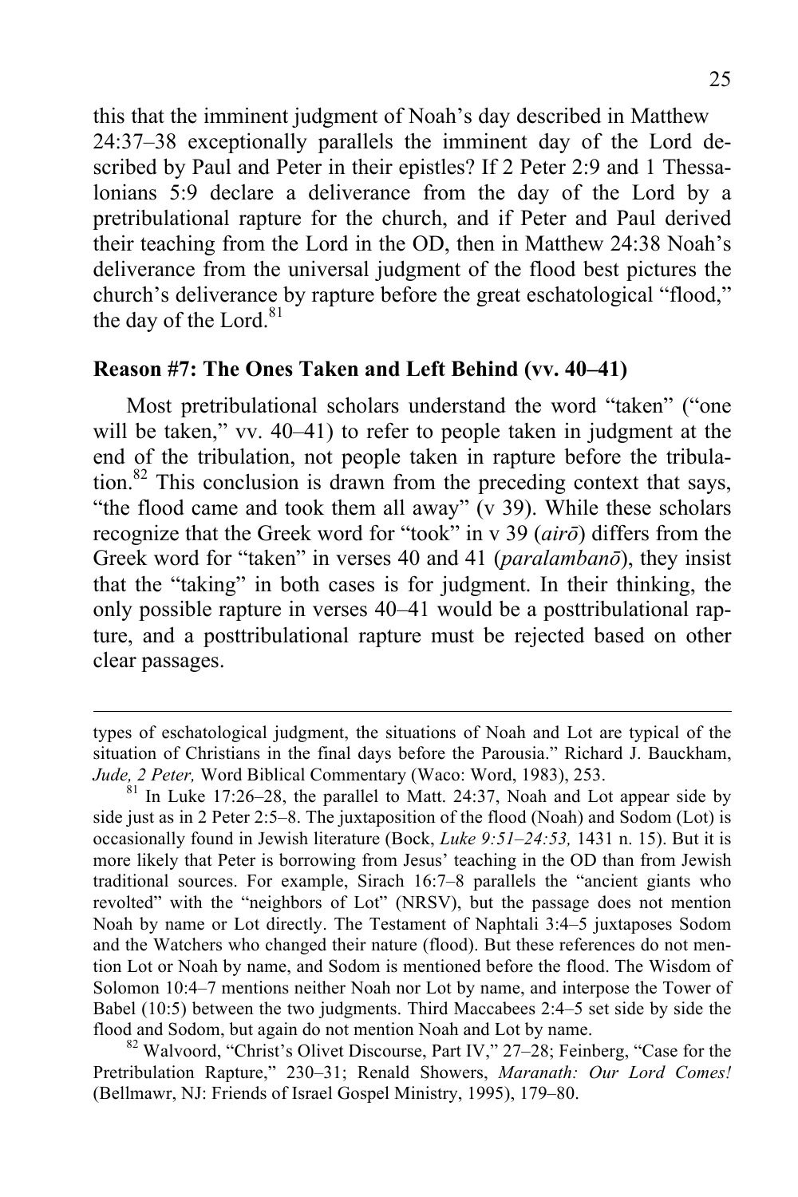this that the imminent judgment of Noah's day described in Matthew 24:37–38 exceptionally parallels the imminent day of the Lord described by Paul and Peter in their epistles? If 2 Peter 2:9 and 1 Thessalonians 5:9 declare a deliverance from the day of the Lord by a pretribulational rapture for the church, and if Peter and Paul derived their teaching from the Lord in the OD, then in Matthew 24:38 Noah's deliverance from the universal judgment of the flood best pictures the church's deliverance by rapture before the great eschatological "flood," the day of the Lord.[81]

## Reason #7: The Ones Taken and Left Behind (vv. 40–41)

Most pretribulational scholars understand the word "taken" ("one will be taken," vv. 40–41) to refer to people taken in judgment at the end of the tribulation, not people taken in rapture before the tribulation.[82] This conclusion is drawn from the preceding context that says, "the flood came and took them all away" (v 39). While these scholars recognize that the Greek word for "took" in v 39 (*airō*) differs from the Greek word for "taken" in verses 40 and 41 (*paralambanō*), they insist that the "taking" in both cases is for judgment. In their thinking, the only possible rapture in verses 40–41 would be a posttribulational rapture, and a posttribulational rapture must be rejected based on other clear passages.

---

types of eschatological judgment, the situations of Noah and Lot are typical of the situation of Christians in the final days before the Parousia." Richard J. Bauckham, *Jude, 2 Peter,* Word Biblical Commentary (Waco: Word, 1983), 253.

[81] In Luke 17:26–28, the parallel to Matt. 24:37, Noah and Lot appear side by side just as in 2 Peter 2:5–8. The juxtaposition of the flood (Noah) and Sodom (Lot) is occasionally found in Jewish literature (Bock, *Luke 9:51–24:53,* 1431 n. 15). But it is more likely that Peter is borrowing from Jesus' teaching in the OD than from Jewish traditional sources. For example, Sirach 16:7–8 parallels the "ancient giants who revolted" with the "neighbors of Lot" (NRSV), but the passage does not mention Noah by name or Lot directly. The Testament of Naphtali 3:4–5 juxtaposes Sodom and the Watchers who changed their nature (flood). But these references do not mention Lot or Noah by name, and Sodom is mentioned before the flood. The Wisdom of Solomon 10:4–7 mentions neither Noah nor Lot by name, and interpose the Tower of Babel (10:5) between the two judgments. Third Maccabees 2:4–5 set side by side the flood and Sodom, but again do not mention Noah and Lot by name.

[82] Walvoord, "Christ's Olivet Discourse, Part IV," 27–28; Feinberg, "Case for the Pretribulation Rapture," 230–31; Renald Showers, *Maranath: Our Lord Comes!* (Bellmawr, NJ: Friends of Israel Gospel Ministry, 1995), 179–80.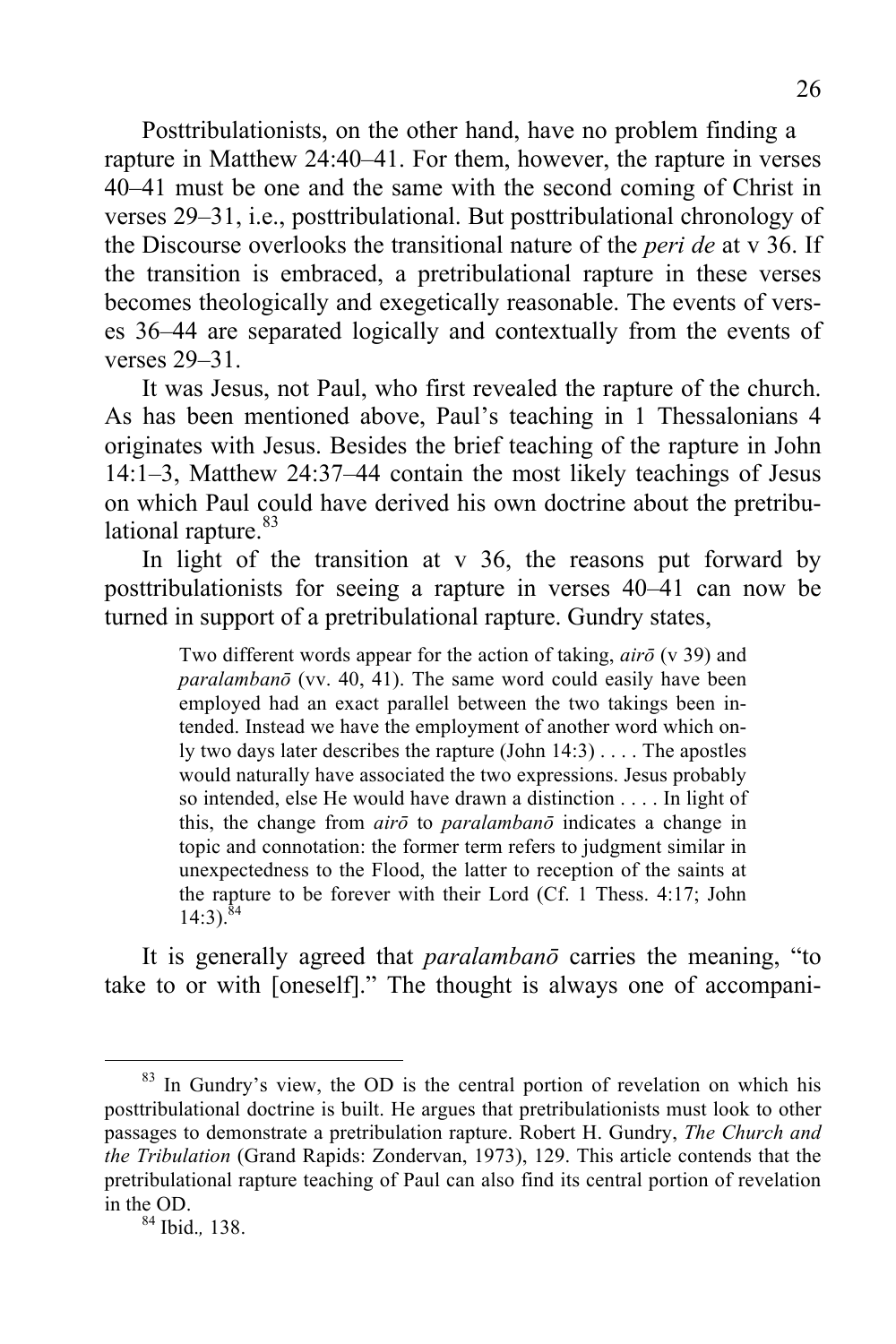Posttribulationists, on the other hand, have no problem finding a rapture in Matthew 24:40–41. For them, however, the rapture in verses 40–41 must be one and the same with the second coming of Christ in verses 29–31, i.e., posttribulational. But posttribulational chronology of the Discourse overlooks the transitional nature of the *peri de* at v 36. If the transition is embraced, a pretribulational rapture in these verses becomes theologically and exegetically reasonable. The events of verses 36–44 are separated logically and contextually from the events of verses 29–31.

It was Jesus, not Paul, who first revealed the rapture of the church. As has been mentioned above, Paul's teaching in 1 Thessalonians 4 originates with Jesus. Besides the brief teaching of the rapture in John 14:1–3, Matthew 24:37–44 contain the most likely teachings of Jesus on which Paul could have derived his own doctrine about the pretribulational rapture.[83]

In light of the transition at v 36, the reasons put forward by posttribulationists for seeing a rapture in verses 40–41 can now be turned in support of a pretribulational rapture. Gundry states,

> Two different words appear for the action of taking, *airō* (v 39) and *paralambanō* (vv. 40, 41). The same word could easily have been employed had an exact parallel between the two takings been intended. Instead we have the employment of another word which only two days later describes the rapture (John 14:3) . . . . The apostles would naturally have associated the two expressions. Jesus probably so intended, else He would have drawn a distinction . . . . In light of this, the change from *airō* to *paralambanō* indicates a change in topic and connotation: the former term refers to judgment similar in unexpectedness to the Flood, the latter to reception of the saints at the rapture to be forever with their Lord (Cf. 1 Thess. 4:17; John 14:3).[84]

It is generally agreed that *paralambanō* carries the meaning, "to take to or with [oneself]." The thought is always one of accompani-

---

[83] In Gundry's view, the OD is the central portion of revelation on which his posttribulational doctrine is built. He argues that pretribulationists must look to other passages to demonstrate a pretribulation rapture. Robert H. Gundry, *The Church and the Tribulation* (Grand Rapids: Zondervan, 1973), 129. This article contends that the pretribulational rapture teaching of Paul can also find its central portion of revelation in the OD.

[84] Ibid., 138.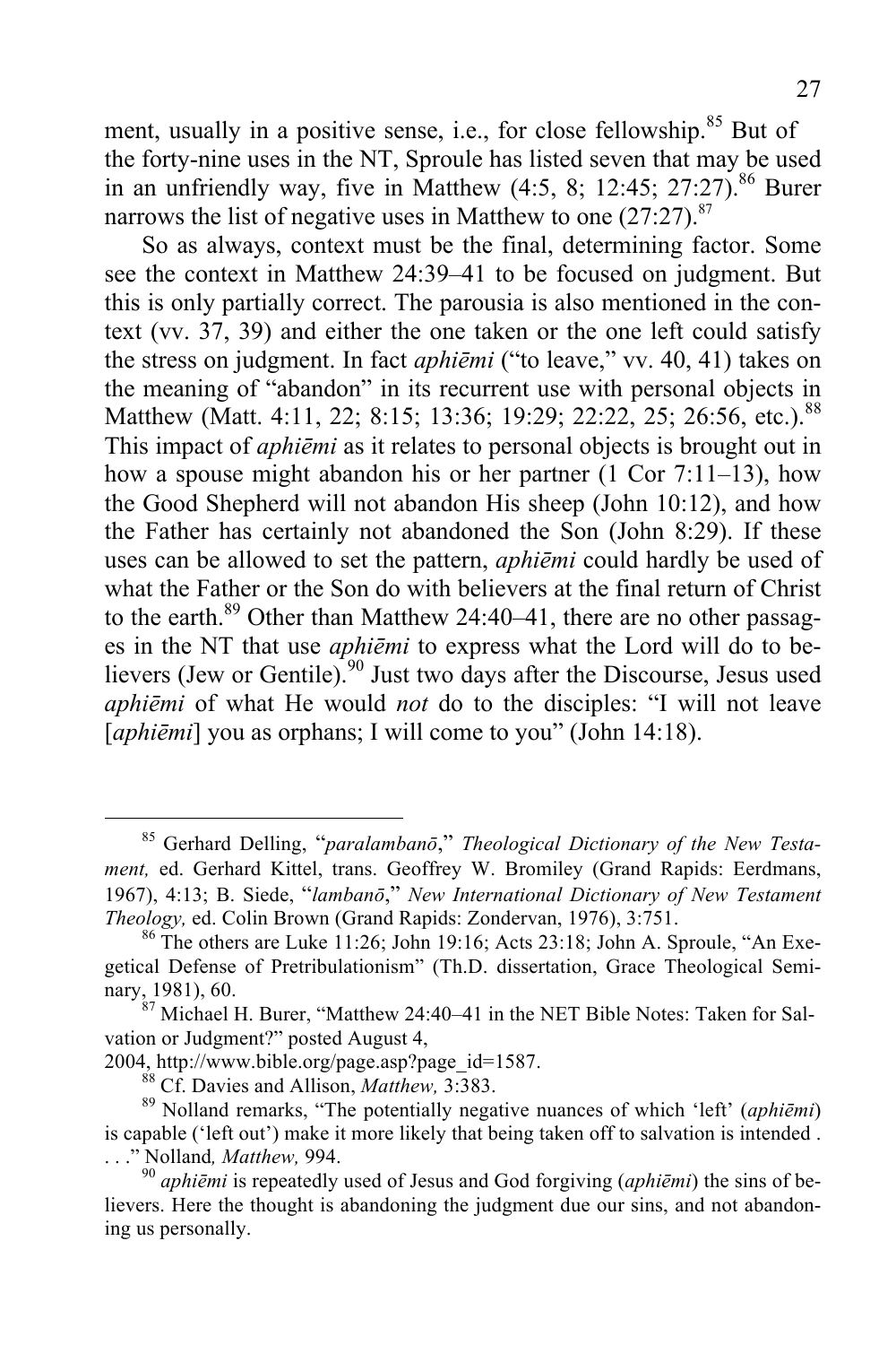ment, usually in a positive sense, i.e., for close fellowship.[85] But of the forty-nine uses in the NT, Sproule has listed seven that may be used in an unfriendly way, five in Matthew (4:5, 8; 12:45; 27:27).[86] Burer narrows the list of negative uses in Matthew to one (27:27).[87]

So as always, context must be the final, determining factor. Some see the context in Matthew 24:39–41 to be focused on judgment. But this is only partially correct. The parousia is also mentioned in the context (vv. 37, 39) and either the one taken or the one left could satisfy the stress on judgment. In fact *aphiēmi* ("to leave," vv. 40, 41) takes on the meaning of "abandon" in its recurrent use with personal objects in Matthew (Matt. 4:11, 22; 8:15; 13:36; 19:29; 22:22, 25; 26:56, etc.).[88] This impact of *aphiēmi* as it relates to personal objects is brought out in how a spouse might abandon his or her partner (1 Cor 7:11–13), how the Good Shepherd will not abandon His sheep (John 10:12), and how the Father has certainly not abandoned the Son (John 8:29). If these uses can be allowed to set the pattern, *aphiēmi* could hardly be used of what the Father or the Son do with believers at the final return of Christ to the earth.[89] Other than Matthew 24:40–41, there are no other passages in the NT that use *aphiēmi* to express what the Lord will do to believers (Jew or Gentile).[90] Just two days after the Discourse, Jesus used *aphiēmi* of what He would *not* do to the disciples: "I will not leave [*aphiēmi*] you as orphans; I will come to you" (John 14:18).

---

[85] Gerhard Delling, "*paralambanō*," *Theological Dictionary of the New Testament,* ed. Gerhard Kittel, trans. Geoffrey W. Bromiley (Grand Rapids: Eerdmans, 1967), 4:13; B. Siede, "*lambanō*," *New International Dictionary of New Testament Theology,* ed. Colin Brown (Grand Rapids: Zondervan, 1976), 3:751.

[86] The others are Luke 11:26; John 19:16; Acts 23:18; John A. Sproule, "An Exegetical Defense of Pretribulationism" (Th.D. dissertation, Grace Theological Seminary, 1981), 60.

[87] Michael H. Burer, "Matthew 24:40–41 in the NET Bible Notes: Taken for Salvation or Judgment?" posted August 4, 2004, http://www.bible.org/page.asp?page_id=1587.

[88] Cf. Davies and Allison, *Matthew,* 3:383.

[89] Nolland remarks, "The potentially negative nuances of which 'left' (*aphiēmi*) is capable ('left out') make it more likely that being taken off to salvation is intended . . ." Nolland*, Matthew,* 994.

[90] *aphiēmi* is repeatedly used of Jesus and God forgiving (*aphiēmi*) the sins of believers. Here the thought is abandoning the judgment due our sins, and not abandoning us personally.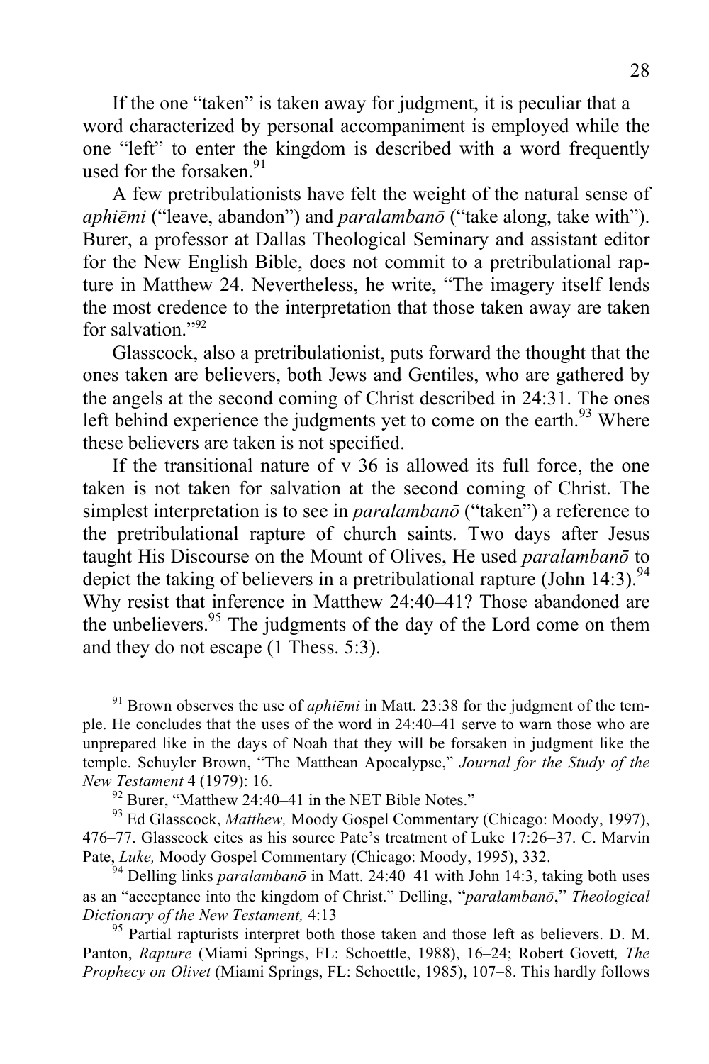If the one "taken" is taken away for judgment, it is peculiar that a word characterized by personal accompaniment is employed while the one "left" to enter the kingdom is described with a word frequently used for the forsaken.[91]

A few pretribulationists have felt the weight of the natural sense of *aphiēmi* ("leave, abandon") and *paralambanō* ("take along, take with"). Burer, a professor at Dallas Theological Seminary and assistant editor for the New English Bible, does not commit to a pretribulational rapture in Matthew 24. Nevertheless, he write, "The imagery itself lends the most credence to the interpretation that those taken away are taken for salvation."[92]

Glasscock, also a pretribulationist, puts forward the thought that the ones taken are believers, both Jews and Gentiles, who are gathered by the angels at the second coming of Christ described in 24:31. The ones left behind experience the judgments yet to come on the earth.[93] Where these believers are taken is not specified.

If the transitional nature of v 36 is allowed its full force, the one taken is not taken for salvation at the second coming of Christ. The simplest interpretation is to see in *paralambanō* ("taken") a reference to the pretribulational rapture of church saints. Two days after Jesus taught His Discourse on the Mount of Olives, He used *paralambanō* to depict the taking of believers in a pretribulational rapture (John 14:3).[94] Why resist that inference in Matthew 24:40–41? Those abandoned are the unbelievers.[95] The judgments of the day of the Lord come on them and they do not escape (1 Thess. 5:3).

---

[91] Brown observes the use of *aphiēmi* in Matt. 23:38 for the judgment of the temple. He concludes that the uses of the word in 24:40–41 serve to warn those who are unprepared like in the days of Noah that they will be forsaken in judgment like the temple. Schuyler Brown, "The Matthean Apocalypse," *Journal for the Study of the New Testament* 4 (1979): 16.

[92] Burer, "Matthew 24:40–41 in the NET Bible Notes."

[93] Ed Glasscock, *Matthew,* Moody Gospel Commentary (Chicago: Moody, 1997), 476–77. Glasscock cites as his source Pate's treatment of Luke 17:26–37. C. Marvin Pate, *Luke,* Moody Gospel Commentary (Chicago: Moody, 1995), 332.

[94] Delling links *paralambanō* in Matt. 24:40–41 with John 14:3, taking both uses as an "acceptance into the kingdom of Christ." Delling, "*paralambanō*," *Theological Dictionary of the New Testament,* 4:13

[95] Partial rapturists interpret both those taken and those left as believers. D. M. Panton, *Rapture* (Miami Springs, FL: Schoettle, 1988), 16–24; Robert Govett*, The Prophecy on Olivet* (Miami Springs, FL: Schoettle, 1985), 107–8. This hardly follows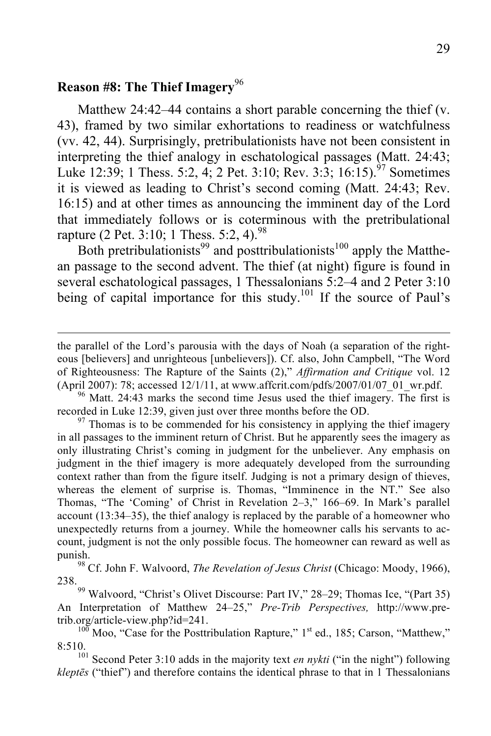## Reason #8: The Thief Imagery[96]

Matthew 24:42–44 contains a short parable concerning the thief (v. 43), framed by two similar exhortations to readiness or watchfulness (vv. 42, 44). Surprisingly, pretribulationists have not been consistent in interpreting the thief analogy in eschatological passages (Matt. 24:43; Luke 12:39; 1 Thess. 5:2, 4; 2 Pet. 3:10; Rev. 3:3; 16:15).[97] Sometimes it is viewed as leading to Christ's second coming (Matt. 24:43; Rev. 16:15) and at other times as announcing the imminent day of the Lord that immediately follows or is coterminous with the pretribulational rapture (2 Pet. 3:10; 1 Thess. 5:2, 4).[98]

Both pretribulationists[99] and posttribulationists[100] apply the Matthean passage to the second advent. The thief (at night) figure is found in several eschatological passages, 1 Thessalonians 5:2–4 and 2 Peter 3:10 being of capital importance for this study.[101] If the source of Paul's

---

the parallel of the Lord's parousia with the days of Noah (a separation of the righteous [believers] and unrighteous [unbelievers]). Cf. also, John Campbell, "The Word of Righteousness: The Rapture of the Saints (2)," *Affirmation and Critique* vol. 12 (April 2007): 78; accessed 12/1/11, at www.affcrit.com/pdfs/2007/01/07_01_wr.pdf.

[96] Matt. 24:43 marks the second time Jesus used the thief imagery. The first is recorded in Luke 12:39, given just over three months before the OD.

[97] Thomas is to be commended for his consistency in applying the thief imagery in all passages to the imminent return of Christ. But he apparently sees the imagery as only illustrating Christ's coming in judgment for the unbeliever. Any emphasis on judgment in the thief imagery is more adequately developed from the surrounding context rather than from the figure itself. Judging is not a primary design of thieves, whereas the element of surprise is. Thomas, "Imminence in the NT." See also Thomas, "The 'Coming' of Christ in Revelation 2–3," 166–69. In Mark's parallel account (13:34–35), the thief analogy is replaced by the parable of a homeowner who unexpectedly returns from a journey. While the homeowner calls his servants to account, judgment is not the only possible focus. The homeowner can reward as well as punish.

[98] Cf. John F. Walvoord, *The Revelation of Jesus Christ* (Chicago: Moody, 1966), 238.

[99] Walvoord, "Christ's Olivet Discourse: Part IV," 28–29; Thomas Ice, "(Part 35) An Interpretation of Matthew 24–25," *Pre-Trib Perspectives,* http://www.pre-trib.org/article-view.php?id=241.

[100] Moo, "Case for the Posttribulation Rapture," 1st ed., 185; Carson, "Matthew," 8:510.

[101] Second Peter 3:10 adds in the majority text *en nykti* ("in the night") following *kleptēs* ("thief") and therefore contains the identical phrase to that in 1 Thessalonians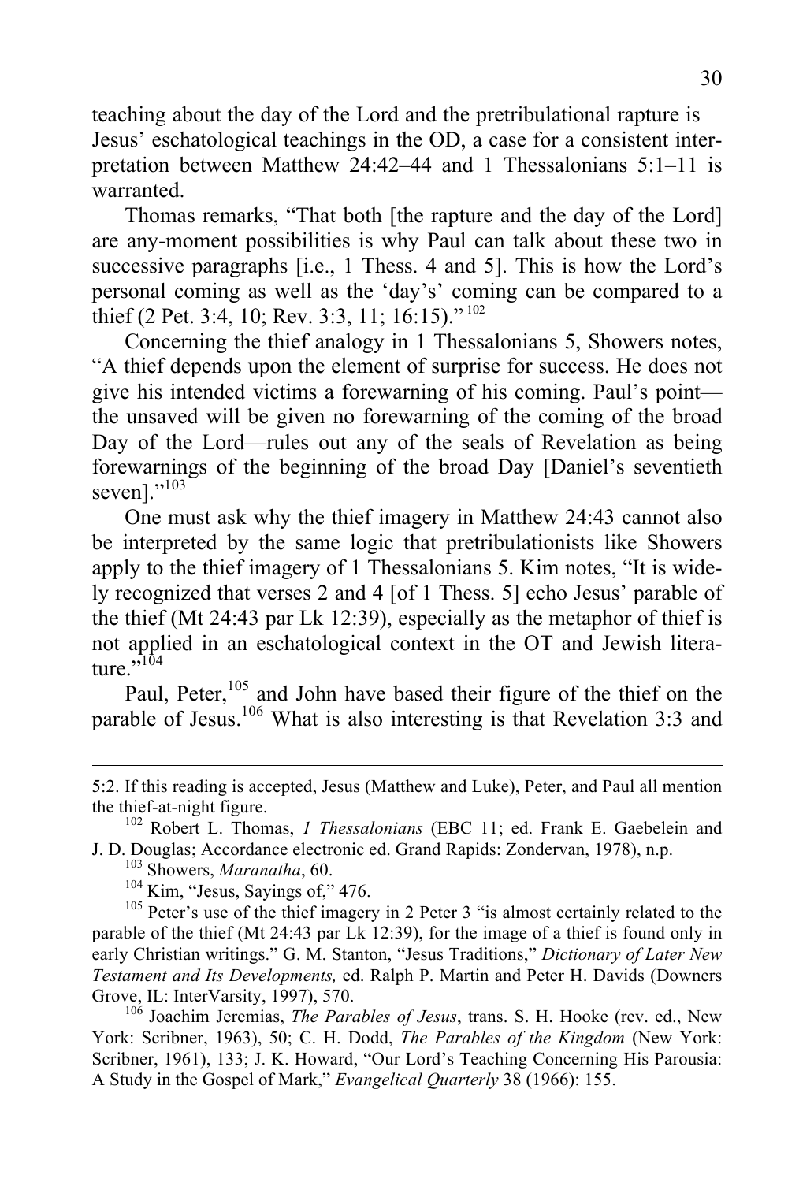teaching about the day of the Lord and the pretribulational rapture is Jesus' eschatological teachings in the OD, a case for a consistent interpretation between Matthew 24:42–44 and 1 Thessalonians 5:1–11 is warranted.

Thomas remarks, "That both [the rapture and the day of the Lord] are any-moment possibilities is why Paul can talk about these two in successive paragraphs [i.e., 1 Thess. 4 and 5]. This is how the Lord's personal coming as well as the 'day's' coming can be compared to a thief (2 Pet. 3:4, 10; Rev. 3:3, 11; 16:15)."[102]

Concerning the thief analogy in 1 Thessalonians 5, Showers notes, "A thief depends upon the element of surprise for success. He does not give his intended victims a forewarning of his coming. Paul's point—the unsaved will be given no forewarning of the coming of the broad Day of the Lord—rules out any of the seals of Revelation as being forewarnings of the beginning of the broad Day [Daniel's seventieth seven]."[103]

One must ask why the thief imagery in Matthew 24:43 cannot also be interpreted by the same logic that pretribulationists like Showers apply to the thief imagery of 1 Thessalonians 5. Kim notes, "It is widely recognized that verses 2 and 4 [of 1 Thess. 5] echo Jesus' parable of the thief (Mt 24:43 par Lk 12:39), especially as the metaphor of thief is not applied in an eschatological context in the OT and Jewish literature."[104]

Paul, Peter,[105] and John have based their figure of the thief on the parable of Jesus.[106] What is also interesting is that Revelation 3:3 and

---

5:2. If this reading is accepted, Jesus (Matthew and Luke), Peter, and Paul all mention the thief-at-night figure.

[102] Robert L. Thomas, *1 Thessalonians* (EBC 11; ed. Frank E. Gaebelein and J. D. Douglas; Accordance electronic ed. Grand Rapids: Zondervan, 1978), n.p.

[103] Showers, *Maranatha*, 60.

[104] Kim, "Jesus, Sayings of," 476.

[105] Peter's use of the thief imagery in 2 Peter 3 "is almost certainly related to the parable of the thief (Mt 24:43 par Lk 12:39), for the image of a thief is found only in early Christian writings." G. M. Stanton, "Jesus Traditions," *Dictionary of Later New Testament and Its Developments,* ed. Ralph P. Martin and Peter H. Davids (Downers Grove, IL: InterVarsity, 1997), 570.

[106] Joachim Jeremias, *The Parables of Jesus*, trans. S. H. Hooke (rev. ed., New York: Scribner, 1963), 50; C. H. Dodd, *The Parables of the Kingdom* (New York: Scribner, 1961), 133; J. K. Howard, "Our Lord's Teaching Concerning His Parousia: A Study in the Gospel of Mark," *Evangelical Quarterly* 38 (1966): 155.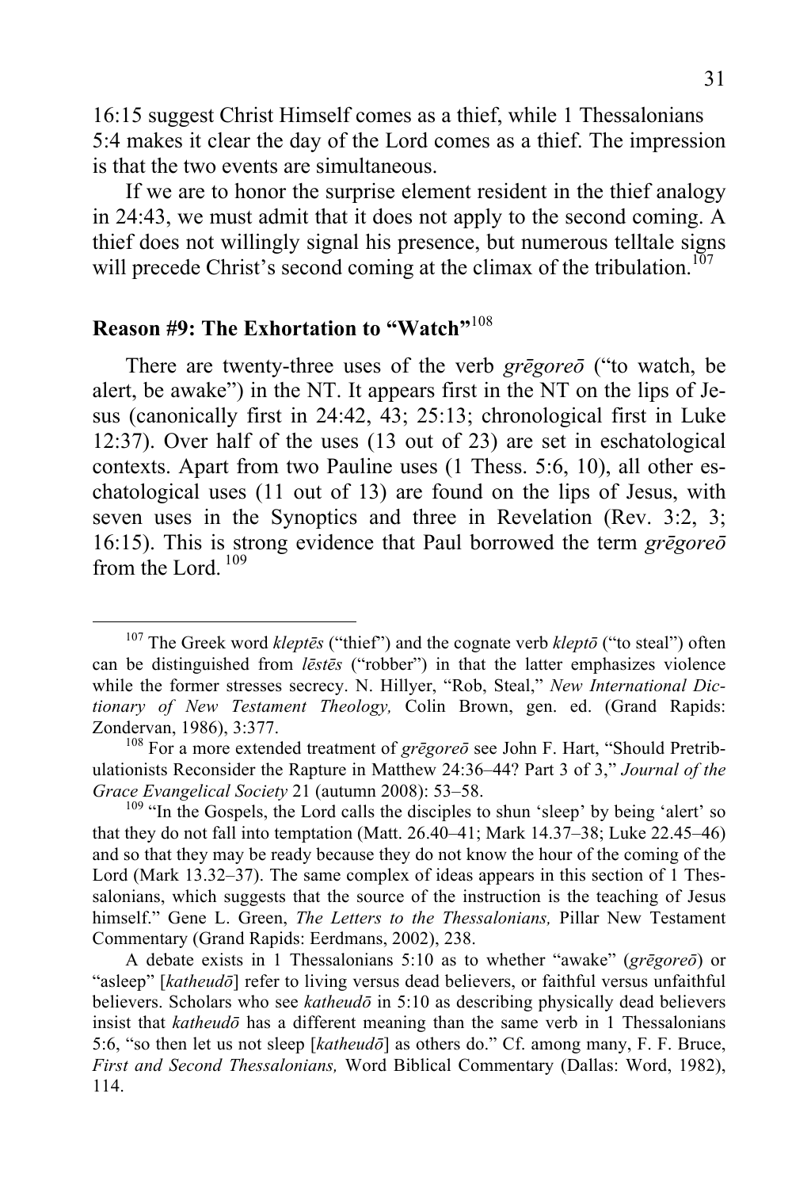16:15 suggest Christ Himself comes as a thief, while 1 Thessalonians 5:4 makes it clear the day of the Lord comes as a thief. The impression is that the two events are simultaneous.

If we are to honor the surprise element resident in the thief analogy in 24:43, we must admit that it does not apply to the second coming. A thief does not willingly signal his presence, but numerous telltale signs will precede Christ's second coming at the climax of the tribulation.[107]

## Reason #9: The Exhortation to "Watch"[108]

There are twenty-three uses of the verb *grēgoreō* ("to watch, be alert, be awake") in the NT. It appears first in the NT on the lips of Jesus (canonically first in 24:42, 43; 25:13; chronological first in Luke 12:37). Over half of the uses (13 out of 23) are set in eschatological contexts. Apart from two Pauline uses (1 Thess. 5:6, 10), all other eschatological uses (11 out of 13) are found on the lips of Jesus, with seven uses in the Synoptics and three in Revelation (Rev. 3:2, 3; 16:15). This is strong evidence that Paul borrowed the term *grēgoreō* from the Lord.[109]

---

[107] The Greek word *kleptēs* ("thief") and the cognate verb *kleptō* ("to steal") often can be distinguished from *lēstēs* ("robber") in that the latter emphasizes violence while the former stresses secrecy. N. Hillyer, "Rob, Steal," *New International Dictionary of New Testament Theology,* Colin Brown, gen. ed. (Grand Rapids: Zondervan, 1986), 3:377.

[108] For a more extended treatment of *grēgoreō* see John F. Hart, "Should Pretribulationists Reconsider the Rapture in Matthew 24:36–44? Part 3 of 3," *Journal of the Grace Evangelical Society* 21 (autumn 2008): 53–58.

[109] "In the Gospels, the Lord calls the disciples to shun 'sleep' by being 'alert' so that they do not fall into temptation (Matt. 26.40–41; Mark 14.37–38; Luke 22.45–46) and so that they may be ready because they do not know the hour of the coming of the Lord (Mark 13.32–37). The same complex of ideas appears in this section of 1 Thessalonians, which suggests that the source of the instruction is the teaching of Jesus himself." Gene L. Green, *The Letters to the Thessalonians,* Pillar New Testament Commentary (Grand Rapids: Eerdmans, 2002), 238.

A debate exists in 1 Thessalonians 5:10 as to whether "awake" (*grēgoreō*) or "asleep" [*katheudō*] refer to living versus dead believers, or faithful versus unfaithful believers. Scholars who see *katheudō* in 5:10 as describing physically dead believers insist that *katheudō* has a different meaning than the same verb in 1 Thessalonians 5:6, "so then let us not sleep [*katheudō*] as others do." Cf. among many, F. F. Bruce, *First and Second Thessalonians,* Word Biblical Commentary (Dallas: Word, 1982), 114.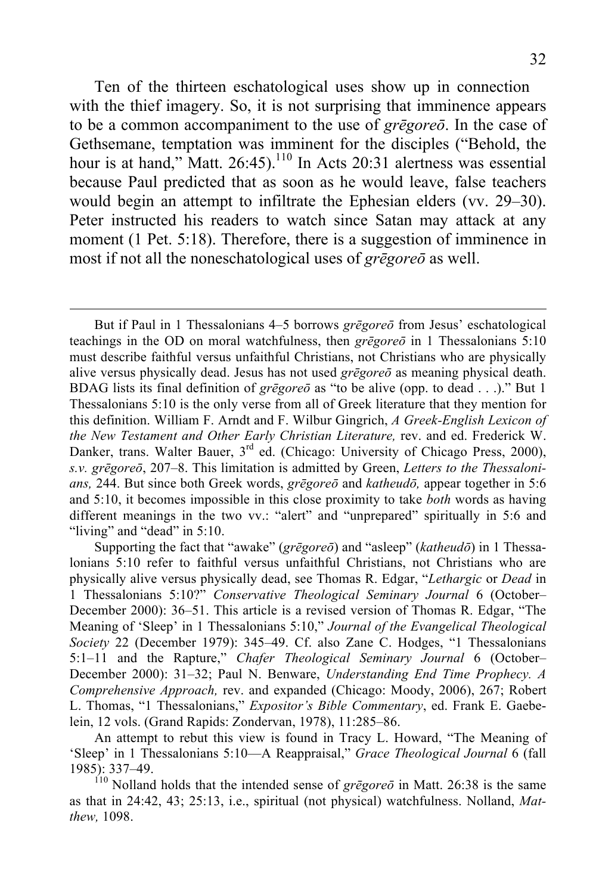Ten of the thirteen eschatological uses show up in connection with the thief imagery. So, it is not surprising that imminence appears to be a common accompaniment to the use of *grēgoreō*. In the case of Gethsemane, temptation was imminent for the disciples ("Behold, the hour is at hand," Matt. 26:45).[110] In Acts 20:31 alertness was essential because Paul predicted that as soon as he would leave, false teachers would begin an attempt to infiltrate the Ephesian elders (vv. 29–30). Peter instructed his readers to watch since Satan may attack at any moment (1 Pet. 5:18). Therefore, there is a suggestion of imminence in most if not all the noneschatological uses of *grēgoreō* as well.

---

But if Paul in 1 Thessalonians 4–5 borrows *grēgoreō* from Jesus' eschatological teachings in the OD on moral watchfulness, then *grēgoreō* in 1 Thessalonians 5:10 must describe faithful versus unfaithful Christians, not Christians who are physically alive versus physically dead. Jesus has not used *grēgoreō* as meaning physical death. BDAG lists its final definition of *grēgoreō* as "to be alive (opp. to dead . . .)." But 1 Thessalonians 5:10 is the only verse from all of Greek literature that they mention for this definition. William F. Arndt and F. Wilbur Gingrich, *A Greek-English Lexicon of the New Testament and Other Early Christian Literature,* rev. and ed. Frederick W. Danker, trans. Walter Bauer, 3rd ed. (Chicago: University of Chicago Press, 2000), *s.v. grēgoreō*, 207–8. This limitation is admitted by Green, *Letters to the Thessalonians,* 244. But since both Greek words, *grēgoreō* and *katheudō,* appear together in 5:6 and 5:10, it becomes impossible in this close proximity to take *both* words as having different meanings in the two vv.: "alert" and "unprepared" spiritually in 5:6 and "living" and "dead" in 5:10.

Supporting the fact that "awake" (*grēgoreō*) and "asleep" (*katheudō*) in 1 Thessalonians 5:10 refer to faithful versus unfaithful Christians, not Christians who are physically alive versus physically dead, see Thomas R. Edgar, "*Lethargic* or *Dead* in 1 Thessalonians 5:10?" *Conservative Theological Seminary Journal* 6 (October–December 2000): 36–51. This article is a revised version of Thomas R. Edgar, "The Meaning of 'Sleep' in 1 Thessalonians 5:10," *Journal of the Evangelical Theological Society* 22 (December 1979): 345–49. Cf. also Zane C. Hodges, "1 Thessalonians 5:1–11 and the Rapture," *Chafer Theological Seminary Journal* 6 (October–December 2000): 31–32; Paul N. Benware, *Understanding End Time Prophecy. A Comprehensive Approach,* rev. and expanded (Chicago: Moody, 2006), 267; Robert L. Thomas, "1 Thessalonians," *Expositor's Bible Commentary*, ed. Frank E. Gaebelein, 12 vols. (Grand Rapids: Zondervan, 1978), 11:285–86.

An attempt to rebut this view is found in Tracy L. Howard, "The Meaning of 'Sleep' in 1 Thessalonians 5:10—A Reappraisal," *Grace Theological Journal* 6 (fall 1985): 337–49.

[110] Nolland holds that the intended sense of *grēgoreō* in Matt. 26:38 is the same as that in 24:42, 43; 25:13, i.e., spiritual (not physical) watchfulness. Nolland, *Matthew,* 1098.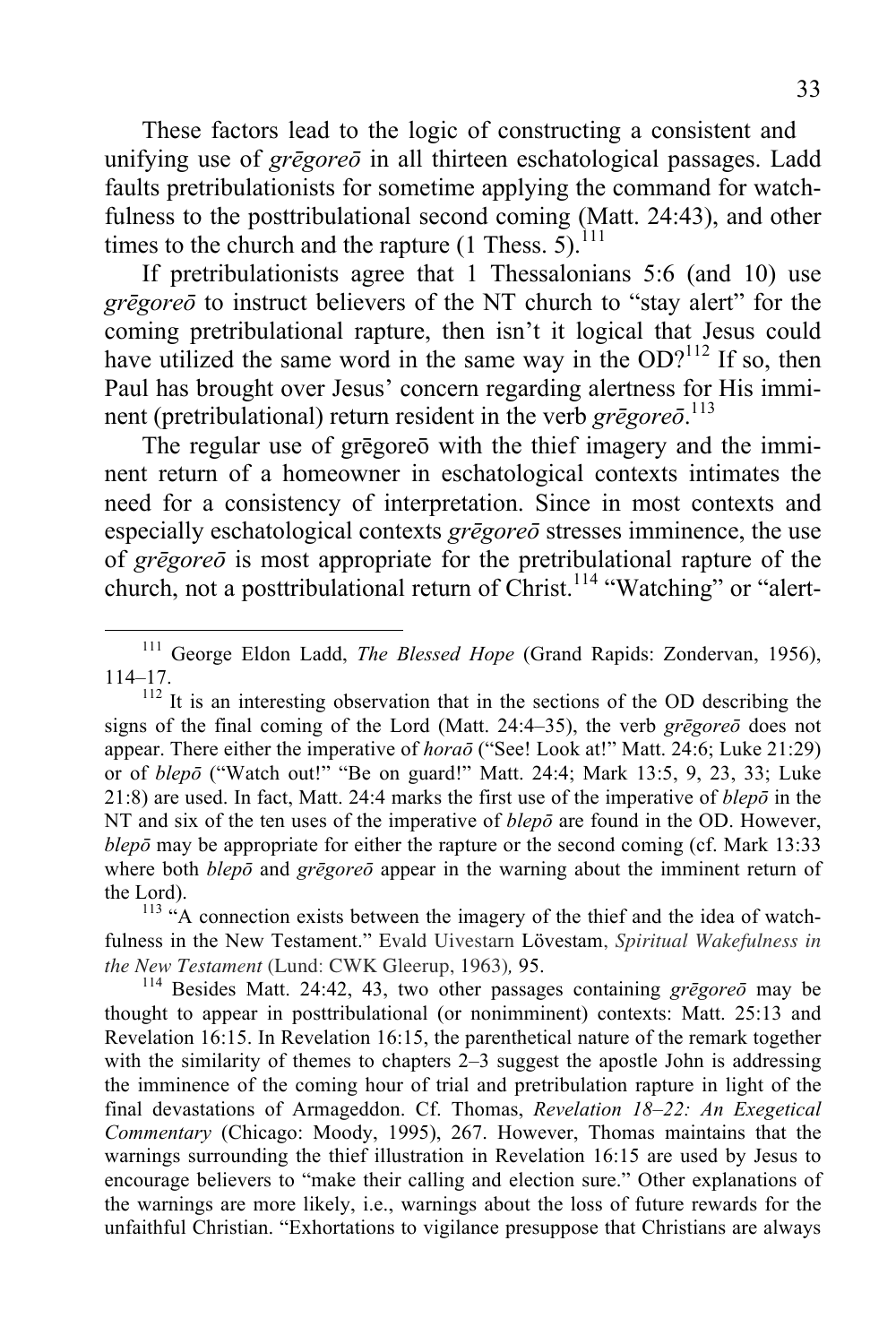These factors lead to the logic of constructing a consistent and unifying use of *grēgoreō* in all thirteen eschatological passages. Ladd faults pretribulationists for sometime applying the command for watchfulness to the posttribulational second coming (Matt. 24:43), and other times to the church and the rapture (1 Thess. 5).[111]

If pretribulationists agree that 1 Thessalonians 5:6 (and 10) use *grēgoreō* to instruct believers of the NT church to "stay alert" for the coming pretribulational rapture, then isn't it logical that Jesus could have utilized the same word in the same way in the OD?[112] If so, then Paul has brought over Jesus' concern regarding alertness for His imminent (pretribulational) return resident in the verb *grēgoreō*.[113]

The regular use of grēgoreō with the thief imagery and the imminent return of a homeowner in eschatological contexts intimates the need for a consistency of interpretation. Since in most contexts and especially eschatological contexts *grēgoreō* stresses imminence, the use of *grēgoreō* is most appropriate for the pretribulational rapture of the church, not a posttribulational return of Christ.[114] "Watching" or "alert-

---

[111] George Eldon Ladd, *The Blessed Hope* (Grand Rapids: Zondervan, 1956), 114–17.

[112] It is an interesting observation that in the sections of the OD describing the signs of the final coming of the Lord (Matt. 24:4–35), the verb *grēgoreō* does not appear. There either the imperative of *horaō* ("See! Look at!" Matt. 24:6; Luke 21:29) or of *blepō* ("Watch out!" "Be on guard!" Matt. 24:4; Mark 13:5, 9, 23, 33; Luke 21:8) are used. In fact, Matt. 24:4 marks the first use of the imperative of *blepō* in the NT and six of the ten uses of the imperative of *blepō* are found in the OD. However, *blepō* may be appropriate for either the rapture or the second coming (cf. Mark 13:33 where both *blepō* and *grēgoreō* appear in the warning about the imminent return of the Lord).

[113] "A connection exists between the imagery of the thief and the idea of watchfulness in the New Testament." Evald Uivestarn Lövestam, *Spiritual Wakefulness in the New Testament* (Lund: CWK Gleerup, 1963), 95.

[114] Besides Matt. 24:42, 43, two other passages containing *grēgoreō* may be thought to appear in posttribulational (or nonimminent) contexts: Matt. 25:13 and Revelation 16:15. In Revelation 16:15, the parenthetical nature of the remark together with the similarity of themes to chapters 2–3 suggest the apostle John is addressing the imminence of the coming hour of trial and pretribulation rapture in light of the final devastations of Armageddon. Cf. Thomas, *Revelation 18–22: An Exegetical Commentary* (Chicago: Moody, 1995), 267. However, Thomas maintains that the warnings surrounding the thief illustration in Revelation 16:15 are used by Jesus to encourage believers to "make their calling and election sure." Other explanations of the warnings are more likely, i.e., warnings about the loss of future rewards for the unfaithful Christian. "Exhortations to vigilance presuppose that Christians are always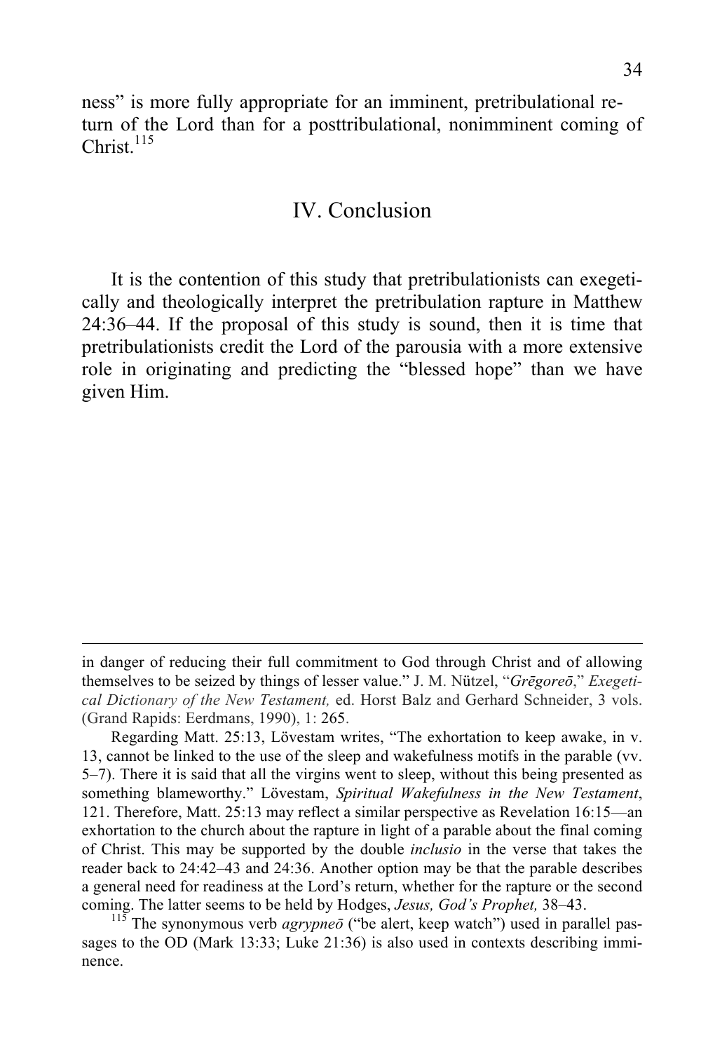ness" is more fully appropriate for an imminent, pretribulational return of the Lord than for a posttribulational, nonimminent coming of Christ.[115]

## IV. Conclusion

It is the contention of this study that pretribulationists can exegetically and theologically interpret the pretribulation rapture in Matthew 24:36–44. If the proposal of this study is sound, then it is time that pretribulationists credit the Lord of the parousia with a more extensive role in originating and predicting the "blessed hope" than we have given Him.

---

in danger of reducing their full commitment to God through Christ and of allowing themselves to be seized by things of lesser value." J. M. Nützel, "*Grēgoreō*," *Exegetical Dictionary of the New Testament,* ed. Horst Balz and Gerhard Schneider, 3 vols. (Grand Rapids: Eerdmans, 1990), 1: 265.

Regarding Matt. 25:13, Lövestam writes, "The exhortation to keep awake, in v. 13, cannot be linked to the use of the sleep and wakefulness motifs in the parable (vv. 5–7). There it is said that all the virgins went to sleep, without this being presented as something blameworthy." Lövestam, *Spiritual Wakefulness in the New Testament*, 121. Therefore, Matt. 25:13 may reflect a similar perspective as Revelation 16:15—an exhortation to the church about the rapture in light of a parable about the final coming of Christ. This may be supported by the double *inclusio* in the verse that takes the reader back to 24:42–43 and 24:36. Another option may be that the parable describes a general need for readiness at the Lord's return, whether for the rapture or the second coming. The latter seems to be held by Hodges, *Jesus, God's Prophet,* 38–43.

[115] The synonymous verb *agrypneō* ("be alert, keep watch") used in parallel passages to the OD (Mark 13:33; Luke 21:36) is also used in contexts describing imminence.